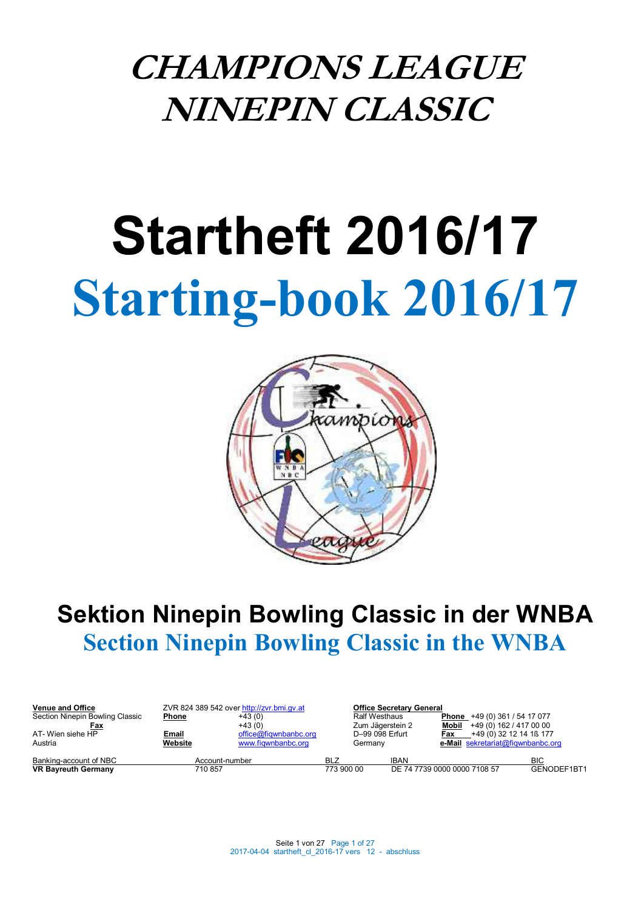# CHAMPIONS LEAGUE NINEPIN CLASSIC

# Startheft 2016/17

# Starting-book 2016/17

## Sektion Ninepin Bowling Classic in der WNBA

## Section Ninepin Bowling Classic in the WNBA

| **Venue and Office** | ZVR 824 389 542 over http://zvr.bmi.gv.at | | **Office Secretary General** | |
|---|---|---|---|---|
| Section Ninepin Bowling Classic | **Phone** | +43 (0) | Ralf Westhaus | **Phone** +49 (0) 361 / 54 17 077 |
| | **Fax** | +43 (0) | Zum Jägerstein 2 | **Mobil** +49 (0) 162 / 417 00 00 |
| AT- Wien siehe HP | **Email** | office@fiqwnbanbc.org | D–99 098 Erfurt | **Fax** +49 (0) 32 12 14 1ß 177 |
| Austria | **Website** | www.fiqwnbanbc.org | Germany | **e-Mail** sekretariat@fiqwnbanbc.org |

| Banking-account of NBC | Account-number | BLZ | IBAN | BIC |
|---|---|---|---|---|
| **VR Bayreuth Germany** | 710 857 | 773 900 00 | DE 74 7739 0000 0000 7108 57 | GENODEF1BT1 |

2017-04-04 startheft_cl_2016-17 vers 12 - abschluss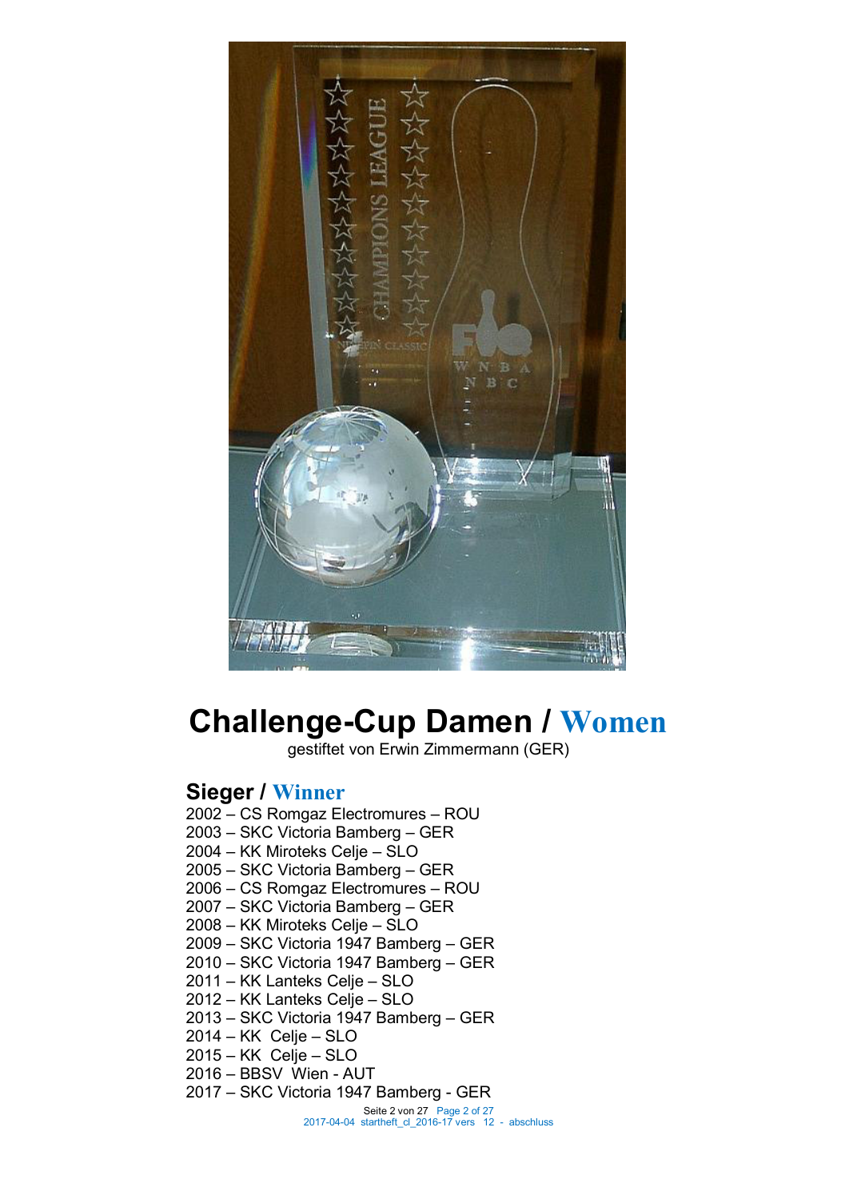# Challenge-Cup Damen / Women

gestiftet von Erwin Zimmermann (GER)

## Sieger / Winner

2002 – CS Romgaz Electromures – ROU
2003 – SKC Victoria Bamberg – GER
2004 – KK Miroteks Celje – SLO
2005 – SKC Victoria Bamberg – GER
2006 – CS Romgaz Electromures – ROU
2007 – SKC Victoria Bamberg – GER
2008 – KK Miroteks Celje – SLO
2009 – SKC Victoria 1947 Bamberg – GER
2010 – SKC Victoria 1947 Bamberg – GER
2011 – KK Lanteks Celje – SLO
2012 – KK Lanteks Celje – SLO
2013 – SKC Victoria 1947 Bamberg – GER
2014 – KK Celje – SLO
2015 – KK Celje – SLO
2016 – BBSV Wien - AUT
2017 – SKC Victoria 1947 Bamberg - GER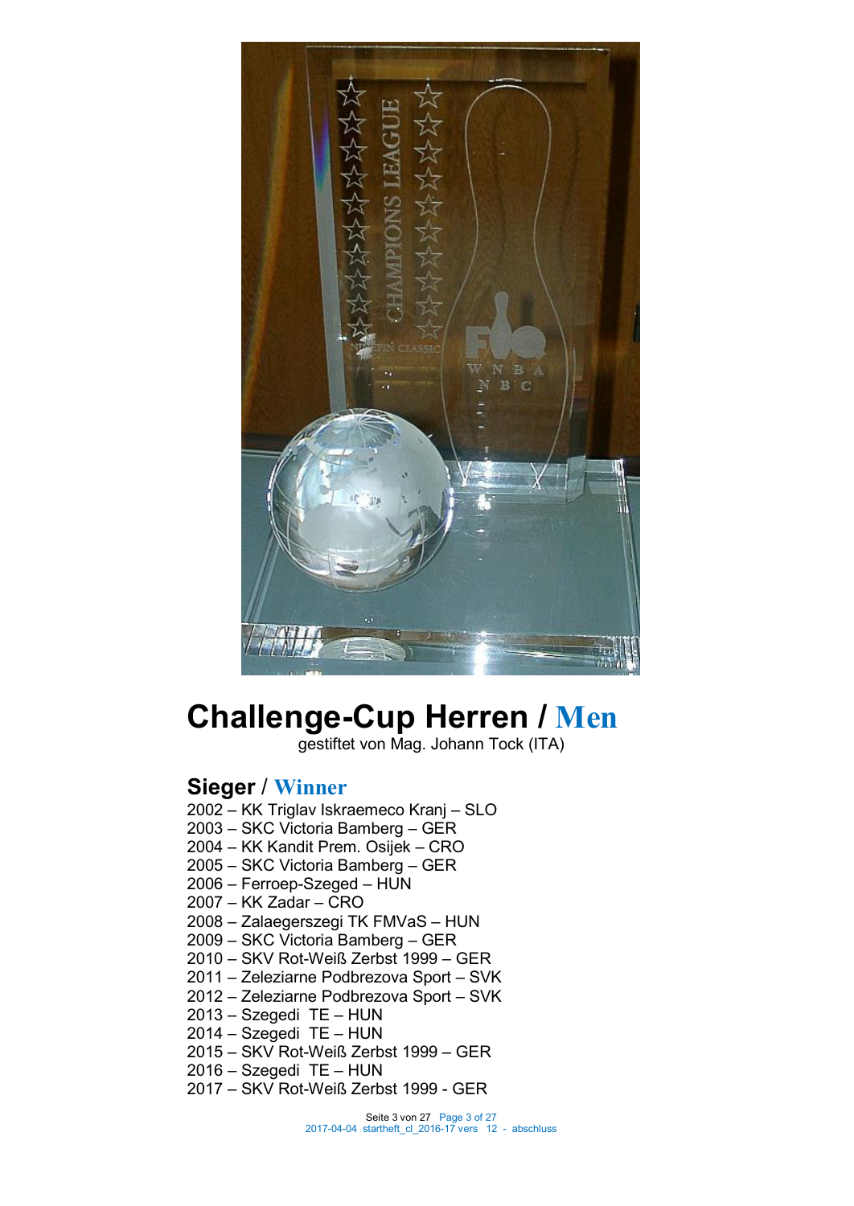# Challenge-Cup Herren / Men

gestiftet von Mag. Johann Tock (ITA)

## Sieger / Winner

2002 – KK Triglav Iskraemeco Kranj – SLO
2003 – SKC Victoria Bamberg – GER
2004 – KK Kandit Prem. Osijek – CRO
2005 – SKC Victoria Bamberg – GER
2006 – Ferroep-Szeged – HUN
2007 – KK Zadar – CRO
2008 – Zalaegerszegi TK FMVaS – HUN
2009 – SKC Victoria Bamberg – GER
2010 – SKV Rot-Weiß Zerbst 1999 – GER
2011 – Zeleziarne Podbrezova Sport – SVK
2012 – Zeleziarne Podbrezova Sport – SVK
2013 – Szegedi TE – HUN
2014 – Szegedi TE – HUN
2015 – SKV Rot-Weiß Zerbst 1999 – GER
2016 – Szegedi TE – HUN
2017 – SKV Rot-Weiß Zerbst 1999 - GER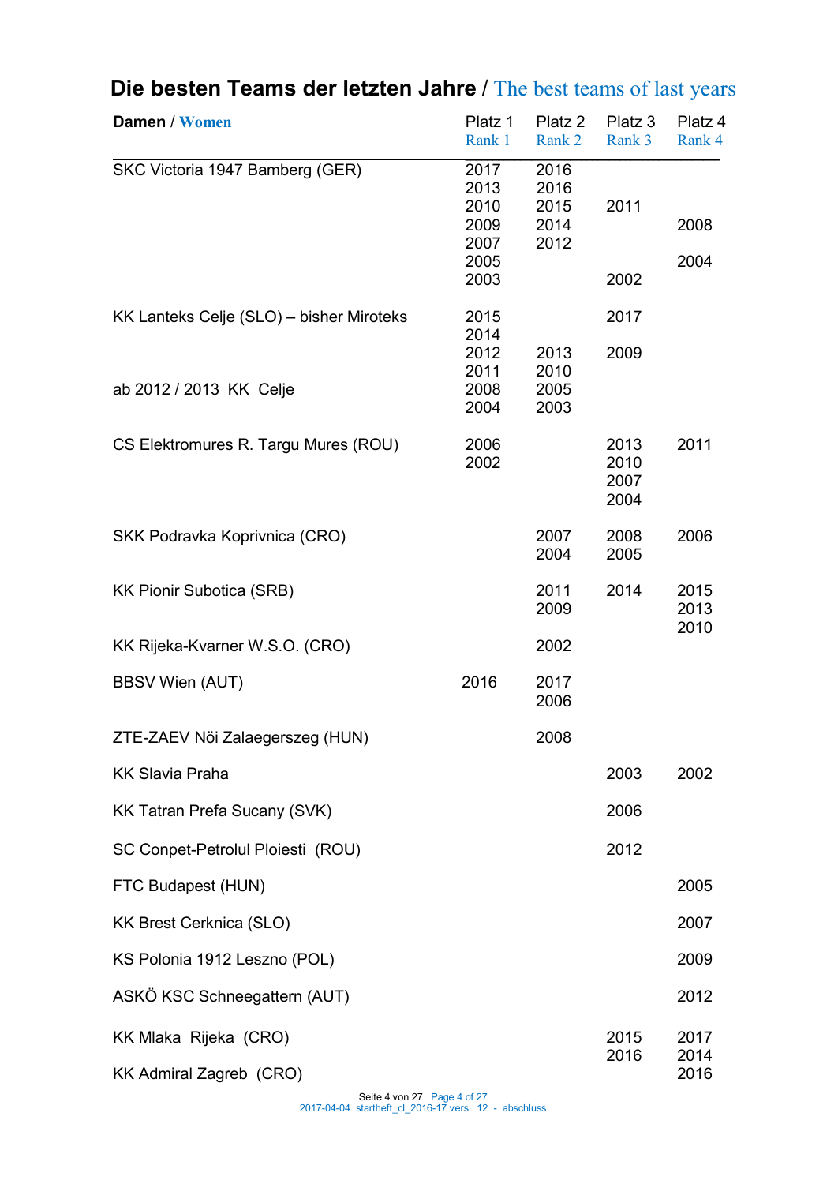# Die besten Teams der letzten Jahre / The best teams of last years

| Damen / Women | Platz 1 Rank 1 | Platz 2 Rank 2 | Platz 3 Rank 3 | Platz 4 Rank 4 |
|---|---|---|---|---|
| SKC Victoria 1947 Bamberg (GER) | 2017 | 2016 | | |
| | 2013 | 2016 | | |
| | 2010 | 2015 | 2011 | |
| | 2009 | 2014 | | 2008 |
| | 2007 | 2012 | | |
| | 2005 | | | 2004 |
| | 2003 | | 2002 | |
| KK Lanteks Celje (SLO) – bisher Miroteks | 2015 | | 2017 | |
| | 2014 | | | |
| | 2012 | 2013 | 2009 | |
| | 2011 | 2010 | | |
| ab 2012 / 2013 KK Celje | 2008 | 2005 | | |
| | 2004 | 2003 | | |
| CS Elektromures R. Targu Mures (ROU) | 2006 | | 2013 | 2011 |
| | 2002 | | 2010 | |
| | | | 2007 | |
| | | | 2004 | |
| SKK Podravka Koprivnica (CRO) | | 2007 | 2008 | 2006 |
| | | 2004 | 2005 | |
| KK Pionir Subotica (SRB) | | 2011 | 2014 | 2015 |
| | | 2009 | | 2013 |
| | | | | 2010 |
| KK Rijeka-Kvarner W.S.O. (CRO) | | 2002 | | |
| BBSV Wien (AUT) | 2016 | 2017 | | |
| | | 2006 | | |
| ZTE-ZAEV Nöi Zalaegerszeg (HUN) | | 2008 | | |
| KK Slavia Praha | | | 2003 | 2002 |
| KK Tatran Prefa Sucany (SVK) | | | 2006 | |
| SC Conpet-Petrolul Ploiesti (ROU) | | | 2012 | |
| FTC Budapest (HUN) | | | | 2005 |
| KK Brest Cerknica (SLO) | | | | 2007 |
| KS Polonia 1912 Leszno (POL) | | | | 2009 |
| ASKÖ KSC Schneegattern (AUT) | | | | 2012 |
| KK Mlaka Rijeka (CRO) | | | 2015 | 2017 |
| | | | 2016 | 2014 |
| KK Admiral Zagreb (CRO) | | | | 2016 |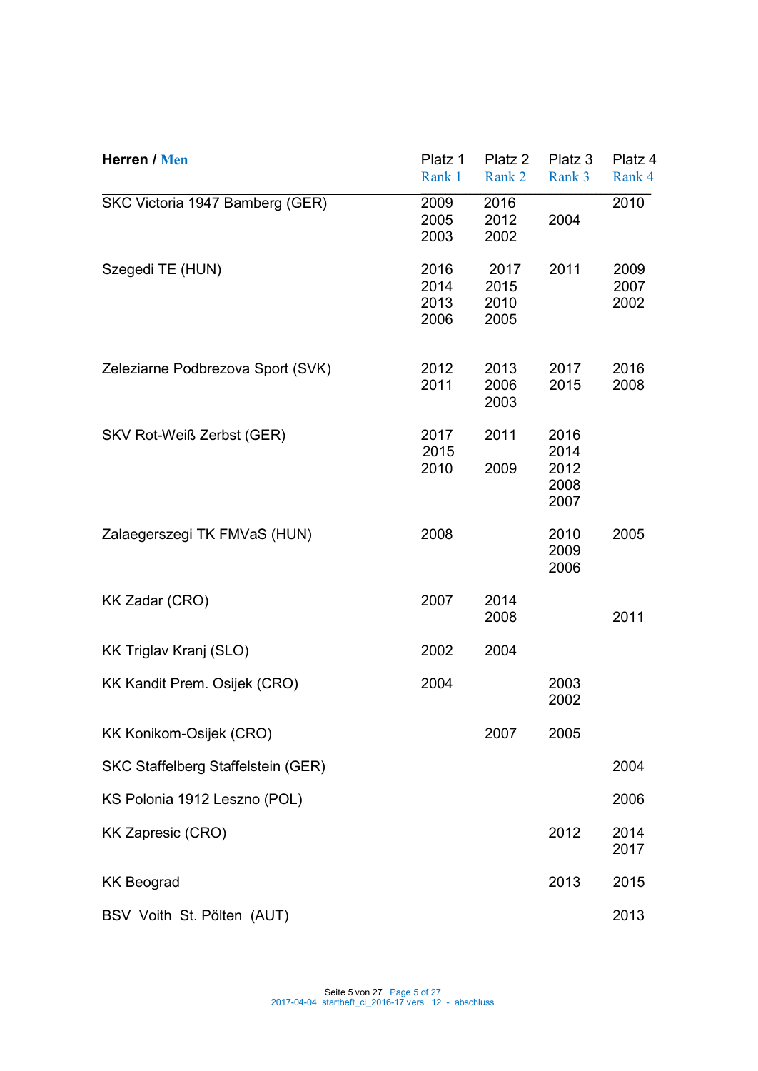| **Herren** / Men | Platz 1<br>Rank 1 | Platz 2<br>Rank 2 | Platz 3<br>Rank 3 | Platz 4<br>Rank 4 |
|---|---|---|---|---|
| SKC Victoria 1947 Bamberg (GER) | 2009<br>2005<br>2003 | 2016<br>2012<br>2002 | 2004 | 2010 |
| Szegedi TE (HUN) | 2016<br>2014<br>2013<br>2006 | 2017<br>2015<br>2010<br>2005 | 2011 | 2009<br>2007<br>2002 |
| Zeleziarne Podbrezova Sport (SVK) | 2012<br>2011 | 2013<br>2006<br>2003 | 2017<br>2015 | 2016<br>2008 |
| SKV Rot-Weiß Zerbst (GER) | 2017<br>2015<br>2010 | 2011<br>2009 | 2016<br>2014<br>2012<br>2008<br>2007 | |
| Zalaegerszegi TK FMVaS (HUN) | 2008 | | 2010<br>2009<br>2006 | 2005 |
| KK Zadar (CRO) | 2007 | 2014<br>2008 | | 2011 |
| KK Triglav Kranj (SLO) | 2002 | 2004 | | |
| KK Kandit Prem. Osijek (CRO) | 2004 | | 2003<br>2002 | |
| KK Konikom-Osijek (CRO) | | 2007 | 2005 | |
| SKC Staffelberg Staffelstein (GER) | | | | 2004 |
| KS Polonia 1912 Leszno (POL) | | | | 2006 |
| KK Zapresic (CRO) | | | 2012 | 2014<br>2017 |
| KK Beograd | | | 2013 | 2015 |
| BSV Voith St. Pölten (AUT) | | | | 2013 |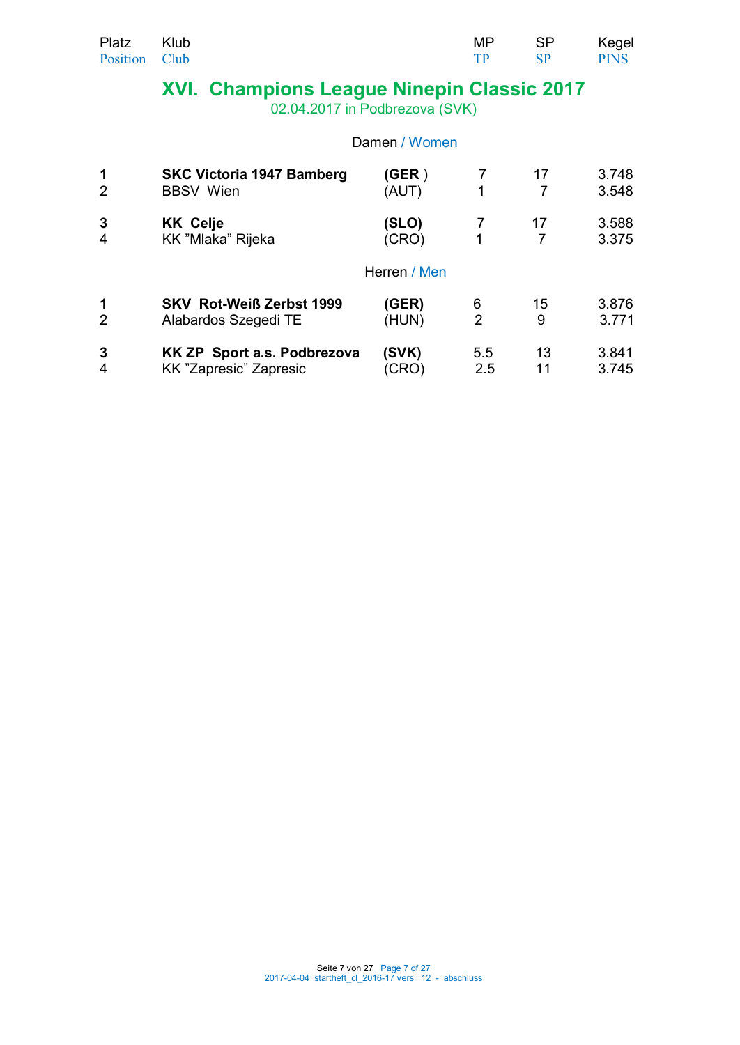# XVI. Champions League Ninepin Classic 2017

02.04.2017 in Podbrezova (SVK)

| Platz / Position | Klub / Club | | MP / TP | SP / SP | Kegel / PINS |
|---|---|---|---|---|---|
| | **Damen / Women** | | | | |
| **1** | **SKC Victoria 1947 Bamberg** | **(GER )** | 7 | 17 | 3.748 |
| 2 | BBSV Wien | (AUT) | 1 | 7 | 3.548 |
| **3** | **KK Celje** | **(SLO)** | 7 | 17 | 3.588 |
| 4 | KK "Mlaka" Rijeka | (CRO) | 1 | 7 | 3.375 |
| | **Herren / Men** | | | | |
| **1** | **SKV Rot-Weiß Zerbst 1999** | **(GER)** | 6 | 15 | 3.876 |
| 2 | Alabardos Szegedi TE | (HUN) | 2 | 9 | 3.771 |
| **3** | **KK ZP Sport a.s. Podbrezova** | **(SVK)** | 5.5 | 13 | 3.841 |
| 4 | KK "Zapresic" Zapresic | (CRO) | 2.5 | 11 | 3.745 |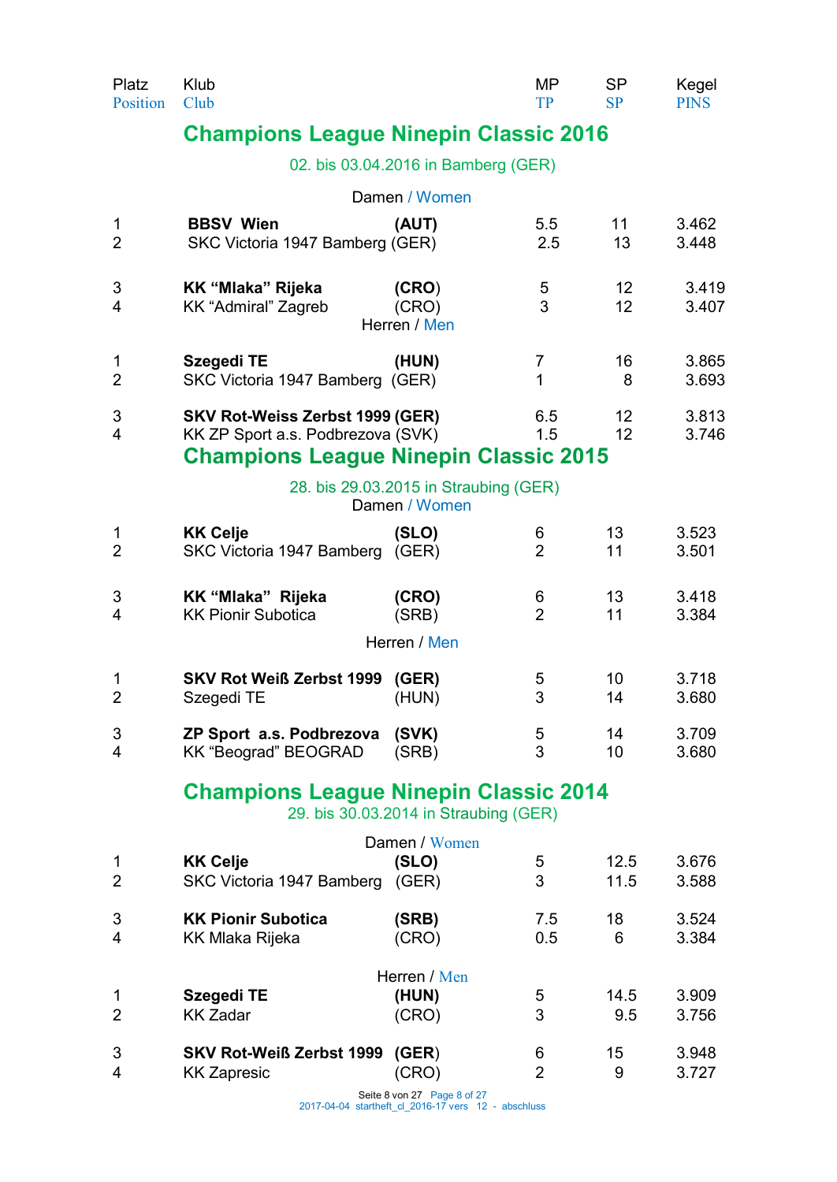| Platz Position | Klub Club | | MP TP | SP SP | Kegel PINS |
|---|---|---|---|---|---|

## Champions League Ninepin Classic 2016

02. bis 03.04.2016 in Bamberg (GER)

Damen / Women

| Platz | Klub | | MP | SP | Kegel |
|---|---|---|---|---|---|
| 1 | **BBSV Wien** | **(AUT)** | 5.5 | 11 | 3.462 |
| 2 | SKC Victoria 1947 Bamberg | (GER) | 2.5 | 13 | 3.448 |
| 3 | **KK "Mlaka" Rijeka** | **(CRO)** | 5 | 12 | 3.419 |
| 4 | KK "Admiral" Zagreb | (CRO) | 3 | 12 | 3.407 |

Herren / Men

| Platz | Klub | | MP | SP | Kegel |
|---|---|---|---|---|---|
| 1 | **Szegedi TE** | **(HUN)** | 7 | 16 | 3.865 |
| 2 | SKC Victoria 1947 Bamberg | (GER) | 1 | 8 | 3.693 |
| 3 | **SKV Rot-Weiss Zerbst 1999** | **(GER)** | 6.5 | 12 | 3.813 |
| 4 | KK ZP Sport a.s. Podbrezova | (SVK) | 1.5 | 12 | 3.746 |

## Champions League Ninepin Classic 2015

28. bis 29.03.2015 in Straubing (GER)

Damen / Women

| Platz | Klub | | MP | SP | Kegel |
|---|---|---|---|---|---|
| 1 | **KK Celje** | **(SLO)** | 6 | 13 | 3.523 |
| 2 | SKC Victoria 1947 Bamberg | (GER) | 2 | 11 | 3.501 |
| 3 | **KK "Mlaka" Rijeka** | **(CRO)** | 6 | 13 | 3.418 |
| 4 | KK Pionir Subotica | (SRB) | 2 | 11 | 3.384 |

Herren / Men

| Platz | Klub | | MP | SP | Kegel |
|---|---|---|---|---|---|
| 1 | **SKV Rot Weiß Zerbst 1999** | **(GER)** | 5 | 10 | 3.718 |
| 2 | Szegedi TE | (HUN) | 3 | 14 | 3.680 |
| 3 | **ZP Sport a.s. Podbrezova** | **(SVK)** | 5 | 14 | 3.709 |
| 4 | KK "Beograd" BEOGRAD | (SRB) | 3 | 10 | 3.680 |

## Champions League Ninepin Classic 2014

29. bis 30.03.2014 in Straubing (GER)

Damen / Women

| Platz | Klub | | MP | SP | Kegel |
|---|---|---|---|---|---|
| 1 | **KK Celje** | **(SLO)** | 5 | 12.5 | 3.676 |
| 2 | SKC Victoria 1947 Bamberg | (GER) | 3 | 11.5 | 3.588 |
| 3 | **KK Pionir Subotica** | **(SRB)** | 7.5 | 18 | 3.524 |
| 4 | KK Mlaka Rijeka | (CRO) | 0.5 | 6 | 3.384 |

Herren / Men

| Platz | Klub | | MP | SP | Kegel |
|---|---|---|---|---|---|
| 1 | **Szegedi TE** | **(HUN)** | 5 | 14.5 | 3.909 |
| 2 | KK Zadar | (CRO) | 3 | 9.5 | 3.756 |
| 3 | **SKV Rot-Weiß Zerbst 1999** | **(GER)** | 6 | 15 | 3.948 |
| 4 | KK Zapresic | (CRO) | 2 | 9 | 3.727 |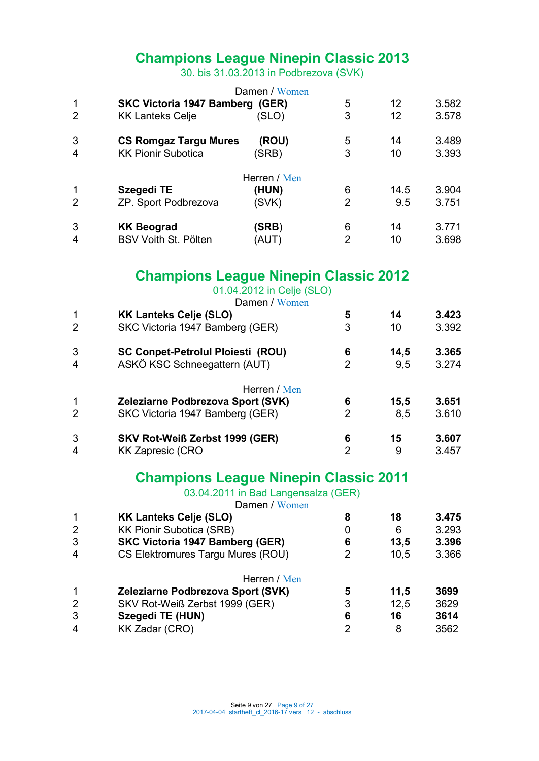## Champions League Ninepin Classic 2013

30. bis 31.03.2013 in Podbrezova (SVK)

Damen / Women

| | | | | | |
|---|---|---|---|---|---|
| 1 | **SKC Victoria 1947 Bamberg** | **(GER)** | 5 | 12 | 3.582 |
| 2 | KK Lanteks Celje | (SLO) | 3 | 12 | 3.578 |
| 3 | **CS Romgaz Targu Mures** | **(ROU)** | 5 | 14 | 3.489 |
| 4 | KK Pionir Subotica | (SRB) | 3 | 10 | 3.393 |

Herren / Men

| | | | | | |
|---|---|---|---|---|---|
| 1 | **Szegedi TE** | **(HUN)** | 6 | 14.5 | 3.904 |
| 2 | ZP. Sport Podbrezova | (SVK) | 2 | 9.5 | 3.751 |
| 3 | **KK Beograd** | **(SRB)** | 6 | 14 | 3.771 |
| 4 | BSV Voith St. Pölten | (AUT) | 2 | 10 | 3.698 |

## Champions League Ninepin Classic 2012

01.04.2012 in Celje (SLO)

Damen / Women

| | | | | |
|---|---|---|---|---|
| 1 | **KK Lanteks Celje (SLO)** | **5** | **14** | **3.423** |
| 2 | SKC Victoria 1947 Bamberg (GER) | 3 | 10 | 3.392 |
| 3 | **SC Conpet-Petrolul Ploiesti (ROU)** | **6** | **14,5** | **3.365** |
| 4 | ASKÖ KSC Schneegattern (AUT) | 2 | 9,5 | 3.274 |

Herren / Men

| | | | | |
|---|---|---|---|---|
| 1 | **Zeleziarne Podbrezova Sport (SVK)** | **6** | **15,5** | **3.651** |
| 2 | SKC Victoria 1947 Bamberg (GER) | 2 | 8,5 | 3.610 |
| 3 | **SKV Rot-Weiß Zerbst 1999 (GER)** | **6** | **15** | **3.607** |
| 4 | KK Zapresic (CRO | 2 | 9 | 3.457 |

## Champions League Ninepin Classic 2011

03.04.2011 in Bad Langensalza (GER)

Damen / Women

| | | | | |
|---|---|---|---|---|
| 1 | **KK Lanteks Celje (SLO)** | **8** | **18** | **3.475** |
| 2 | KK Pionir Subotica (SRB) | 0 | 6 | 3.293 |
| 3 | **SKC Victoria 1947 Bamberg (GER)** | **6** | **13,5** | **3.396** |
| 4 | CS Elektromures Targu Mures (ROU) | 2 | 10,5 | 3.366 |

Herren / Men

| | | | | |
|---|---|---|---|---|
| 1 | **Zeleziarne Podbrezova Sport (SVK)** | **5** | **11,5** | **3699** |
| 2 | SKV Rot-Weiß Zerbst 1999 (GER) | 3 | 12,5 | 3629 |
| 3 | **Szegedi TE (HUN)** | **6** | **16** | **3614** |
| 4 | KK Zadar (CRO) | 2 | 8 | 3562 |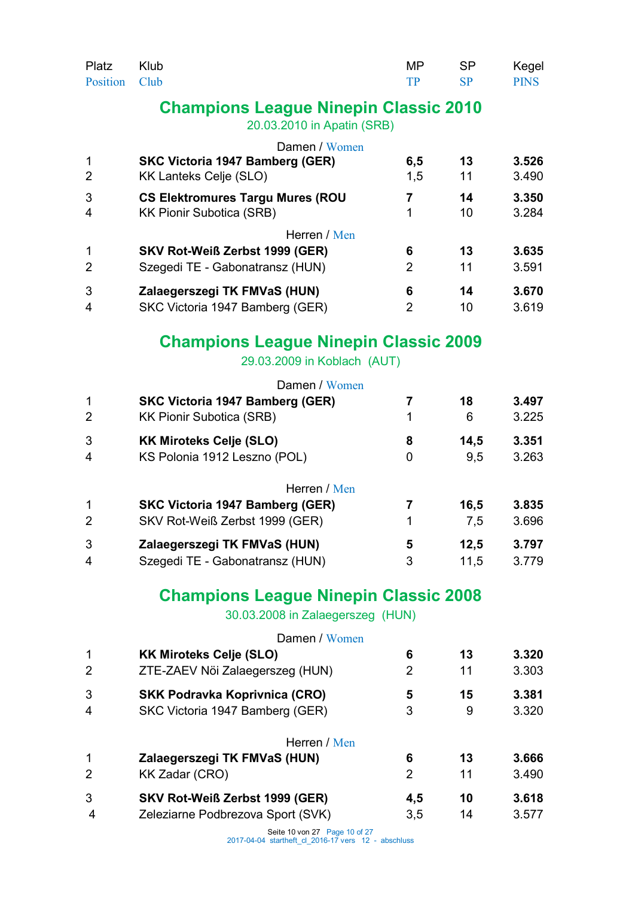| Platz<br>Position | Klub<br>Club | MP<br>TP | SP<br>SP | Kegel<br>PINS |
|---|---|---|---|---|

## Champions League Ninepin Classic 2010

20.03.2010 in Apatin (SRB)

Damen / Women

| Platz | Klub | MP | SP | Kegel |
|---|---|---|---|---|
| 1 | **SKC Victoria 1947 Bamberg (GER)** | **6,5** | **13** | **3.526** |
| 2 | KK Lanteks Celje (SLO) | 1,5 | 11 | 3.490 |
| 3 | **CS Elektromures Targu Mures (ROU** | **7** | **14** | **3.350** |
| 4 | KK Pionir Subotica (SRB) | 1 | 10 | 3.284 |

Herren / Men

| Platz | Klub | MP | SP | Kegel |
|---|---|---|---|---|
| 1 | **SKV Rot-Weiß Zerbst 1999 (GER)** | **6** | **13** | **3.635** |
| 2 | Szegedi TE - Gabonatransz (HUN) | 2 | 11 | 3.591 |
| 3 | **Zalaegerszegi TK FMVaS (HUN)** | **6** | **14** | **3.670** |
| 4 | SKC Victoria 1947 Bamberg (GER) | 2 | 10 | 3.619 |

## Champions League Ninepin Classic 2009

29.03.2009 in Koblach (AUT)

Damen / Women

| Platz | Klub | MP | SP | Kegel |
|---|---|---|---|---|
| 1 | **SKC Victoria 1947 Bamberg (GER)** | **7** | **18** | **3.497** |
| 2 | KK Pionir Subotica (SRB) | 1 | 6 | 3.225 |
| 3 | **KK Miroteks Celje (SLO)** | **8** | **14,5** | **3.351** |
| 4 | KS Polonia 1912 Leszno (POL) | 0 | 9,5 | 3.263 |

Herren / Men

| Platz | Klub | MP | SP | Kegel |
|---|---|---|---|---|
| 1 | **SKC Victoria 1947 Bamberg (GER)** | **7** | **16,5** | **3.835** |
| 2 | SKV Rot-Weiß Zerbst 1999 (GER) | 1 | 7,5 | 3.696 |
| 3 | **Zalaegerszegi TK FMVaS (HUN)** | **5** | **12,5** | **3.797** |
| 4 | Szegedi TE - Gabonatransz (HUN) | 3 | 11,5 | 3.779 |

## Champions League Ninepin Classic 2008

30.03.2008 in Zalaegerszeg (HUN)

Damen / Women

| Platz | Klub | MP | SP | Kegel |
|---|---|---|---|---|
| 1 | **KK Miroteks Celje (SLO)** | **6** | **13** | **3.320** |
| 2 | ZTE-ZAEV Nöi Zalaegerszeg (HUN) | 2 | 11 | 3.303 |
| 3 | **SKK Podravka Koprivnica (CRO)** | **5** | **15** | **3.381** |
| 4 | SKC Victoria 1947 Bamberg (GER) | 3 | 9 | 3.320 |

Herren / Men

| Platz | Klub | MP | SP | Kegel |
|---|---|---|---|---|
| 1 | **Zalaegerszegi TK FMVaS (HUN)** | **6** | **13** | **3.666** |
| 2 | KK Zadar (CRO) | 2 | 11 | 3.490 |
| 3 | **SKV Rot-Weiß Zerbst 1999 (GER)** | **4,5** | **10** | **3.618** |
| 4 | Zeleziarne Podbrezova Sport (SVK) | 3,5 | 14 | 3.577 |

2017-04-04 startheft_cl_2016-17 vers 12 - abschluss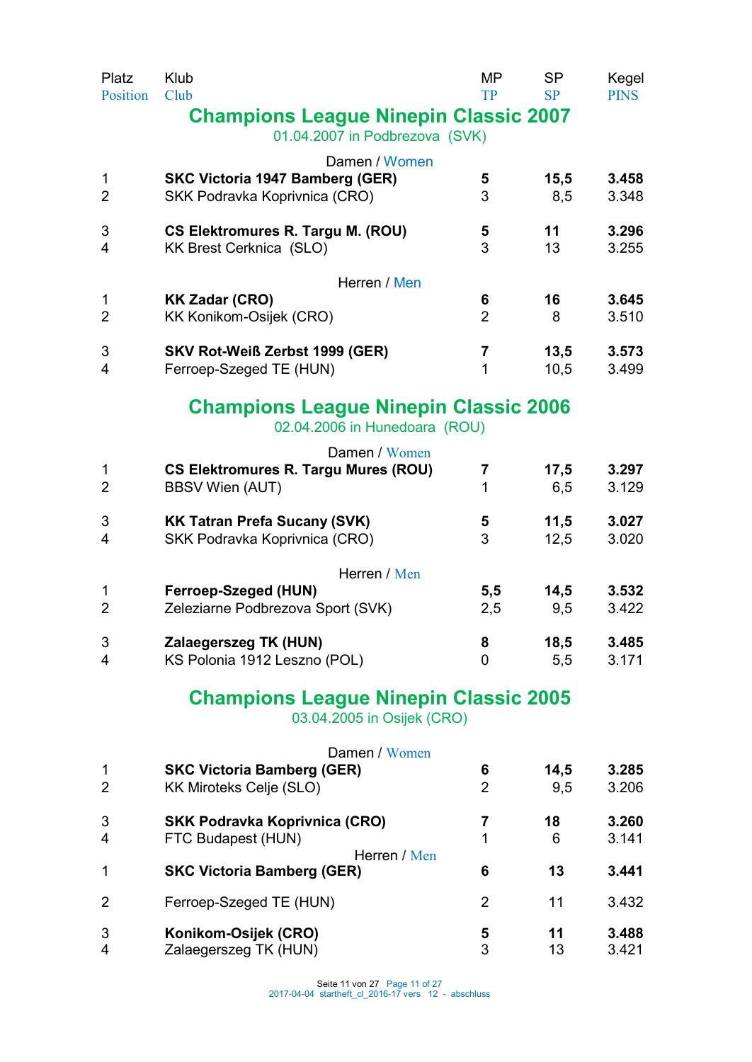| Platz / Position | Klub / Club | MP / TP | SP / SP | Kegel / PINS |
|---|---|---|---|---|

## Champions League Ninepin Classic 2007

01.04.2007 in Podbrezova (SVK)

Damen / Women

| Platz | Klub | MP | SP | Kegel |
|---|---|---|---|---|
| 1 | **SKC Victoria 1947 Bamberg (GER)** | **5** | **15,5** | **3.458** |
| 2 | SKK Podravka Koprivnica (CRO) | 3 | 8,5 | 3.348 |
| 3 | **CS Elektromures R. Targu M. (ROU)** | **5** | **11** | **3.296** |
| 4 | KK Brest Cerknica (SLO) | 3 | 13 | 3.255 |

Herren / Men

| Platz | Klub | MP | SP | Kegel |
|---|---|---|---|---|
| 1 | **KK Zadar (CRO)** | **6** | **16** | **3.645** |
| 2 | KK Konikom-Osijek (CRO) | 2 | 8 | 3.510 |
| 3 | **SKV Rot-Weiß Zerbst 1999 (GER)** | **7** | **13,5** | **3.573** |
| 4 | Ferroep-Szeged TE (HUN) | 1 | 10,5 | 3.499 |

## Champions League Ninepin Classic 2006

02.04.2006 in Hunedoara (ROU)

Damen / Women

| Platz | Klub | MP | SP | Kegel |
|---|---|---|---|---|
| 1 | **CS Elektromures R. Targu Mures (ROU)** | **7** | **17,5** | **3.297** |
| 2 | BBSV Wien (AUT) | 1 | 6,5 | 3.129 |
| 3 | **KK Tatran Prefa Sucany (SVK)** | **5** | **11,5** | **3.027** |
| 4 | SKK Podravka Koprivnica (CRO) | 3 | 12,5 | 3.020 |

Herren / Men

| Platz | Klub | MP | SP | Kegel |
|---|---|---|---|---|
| 1 | **Ferroep-Szeged (HUN)** | **5,5** | **14,5** | **3.532** |
| 2 | Zeleziarne Podbrezova Sport (SVK) | 2,5 | 9,5 | 3.422 |
| 3 | **Zalaegerszeg TK (HUN)** | **8** | **18,5** | **3.485** |
| 4 | KS Polonia 1912 Leszno (POL) | 0 | 5,5 | 3.171 |

## Champions League Ninepin Classic 2005

03.04.2005 in Osijek (CRO)

Damen / Women

| Platz | Klub | MP | SP | Kegel |
|---|---|---|---|---|
| 1 | **SKC Victoria Bamberg (GER)** | **6** | **14,5** | **3.285** |
| 2 | KK Miroteks Celje (SLO) | 2 | 9,5 | 3.206 |
| 3 | **SKK Podravka Koprivnica (CRO)** | **7** | **18** | **3.260** |
| 4 | FTC Budapest (HUN) | 1 | 6 | 3.141 |

Herren / Men

| Platz | Klub | MP | SP | Kegel |
|---|---|---|---|---|
| 1 | **SKC Victoria Bamberg (GER)** | **6** | **13** | **3.441** |
| 2 | Ferroep-Szeged TE (HUN) | 2 | 11 | 3.432 |
| 3 | **Konikom-Osijek (CRO)** | **5** | **11** | **3.488** |
| 4 | Zalaegerszeg TK (HUN) | 3 | 13 | 3.421 |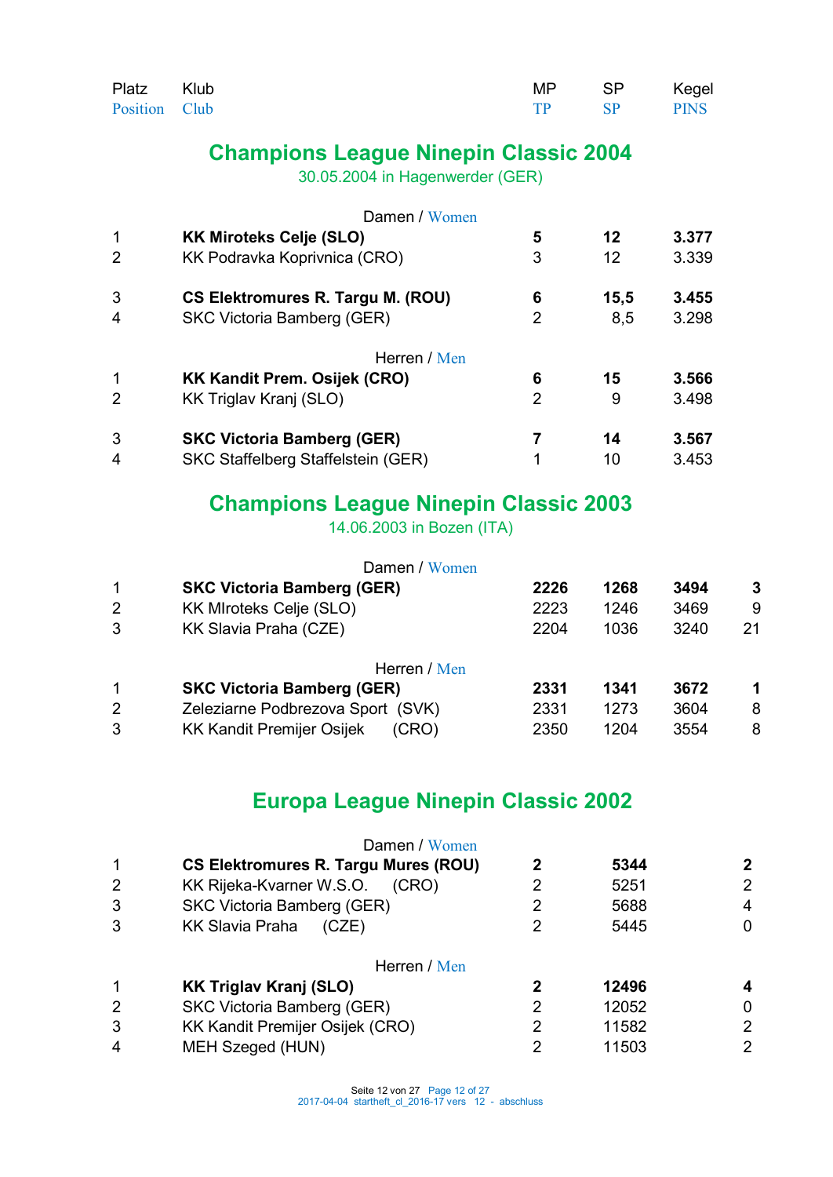| Platz<br>Position | Klub<br>Club | MP<br>TP | SP<br>SP | Kegel<br>PINS | |
|---|---|---|---|---|---|

## Champions League Ninepin Classic 2004

30.05.2004 in Hagenwerder (GER)

Damen / Women

| Platz | Klub | MP | SP | Kegel |
|---|---|---|---|---|
| 1 | **KK Miroteks Celje (SLO)** | **5** | **12** | **3.377** |
| 2 | KK Podravka Koprivnica (CRO) | 3 | 12 | 3.339 |
| 3 | **CS Elektromures R. Targu M. (ROU)** | **6** | **15,5** | **3.455** |
| 4 | SKC Victoria Bamberg (GER) | 2 | 8,5 | 3.298 |

Herren / Men

| Platz | Klub | MP | SP | Kegel |
|---|---|---|---|---|
| 1 | **KK Kandit Prem. Osijek (CRO)** | **6** | **15** | **3.566** |
| 2 | KK Triglav Kranj (SLO) | 2 | 9 | 3.498 |
| 3 | **SKC Victoria Bamberg (GER)** | **7** | **14** | **3.567** |
| 4 | SKC Staffelberg Staffelstein (GER) | 1 | 10 | 3.453 |

## Champions League Ninepin Classic 2003

14.06.2003 in Bozen (ITA)

Damen / Women

| Platz | Klub | | | | |
|---|---|---|---|---|---|
| 1 | **SKC Victoria Bamberg (GER)** | **2226** | **1268** | **3494** | **3** |
| 2 | KK MIroteks Celje (SLO) | 2223 | 1246 | 3469 | 9 |
| 3 | KK Slavia Praha (CZE) | 2204 | 1036 | 3240 | 21 |

Herren / Men

| Platz | Klub | | | | |
|---|---|---|---|---|---|
| 1 | **SKC Victoria Bamberg (GER)** | **2331** | **1341** | **3672** | **1** |
| 2 | Zeleziarne Podbrezova Sport (SVK) | 2331 | 1273 | 3604 | 8 |
| 3 | KK Kandit Premijer Osijek (CRO) | 2350 | 1204 | 3554 | 8 |

## Europa League Ninepin Classic 2002

Damen / Women

| Platz | Klub | | | |
|---|---|---|---|---|
| 1 | **CS Elektromures R. Targu Mures (ROU)** | **2** | **5344** | **2** |
| 2 | KK Rijeka-Kvarner W.S.O. (CRO) | 2 | 5251 | 2 |
| 3 | SKC Victoria Bamberg (GER) | 2 | 5688 | 4 |
| 3 | KK Slavia Praha (CZE) | 2 | 5445 | 0 |

Herren / Men

| Platz | Klub | | | |
|---|---|---|---|---|
| 1 | **KK Triglav Kranj (SLO)** | **2** | **12496** | **4** |
| 2 | SKC Victoria Bamberg (GER) | 2 | 12052 | 0 |
| 3 | KK Kandit Premijer Osijek (CRO) | 2 | 11582 | 2 |
| 4 | MEH Szeged (HUN) | 2 | 11503 | 2 |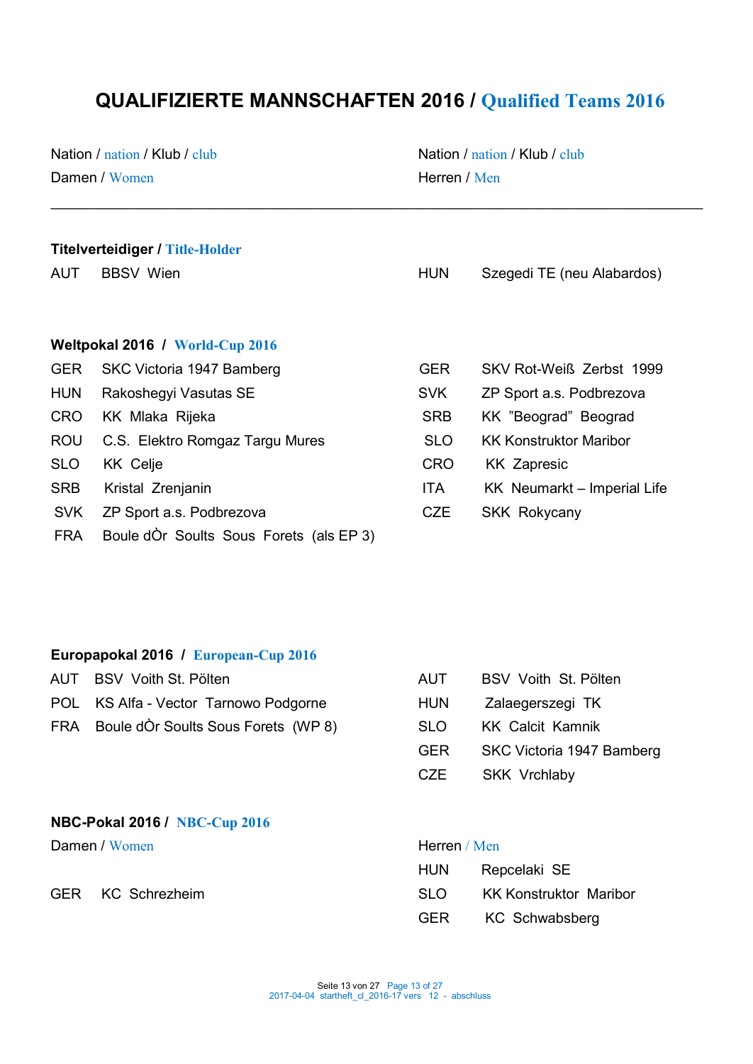# QUALIFIZIERTE MANNSCHAFTEN 2016 / Qualified Teams 2016

| Nation / nation | Klub / club Damen / Women | Nation / nation | Klub / club Herren / Men |
|---|---|---|---|
| **Titelverteidiger / Title-Holder** | | | |
| AUT | BBSV Wien | HUN | Szegedi TE (neu Alabardos) |
| **Weltpokal 2016 / World-Cup 2016** | | | |
| GER | SKC Victoria 1947 Bamberg | GER | SKV Rot-Weiß Zerbst 1999 |
| HUN | Rakoshegyi Vasutas SE | SVK | ZP Sport a.s. Podbrezova |
| CRO | KK Mlaka Rijeka | SRB | KK ”Beograd” Beograd |
| ROU | C.S. Elektro Romgaz Targu Mures | SLO | KK Konstruktor Maribor |
| SLO | KK Celje | CRO | KK Zapresic |
| SRB | Kristal Zrenjanin | ITA | KK Neumarkt – Imperial Life |
| SVK | ZP Sport a.s. Podbrezova | CZE | SKK Rokycany |
| FRA | Boule dÒr Soults Sous Forets (als EP 3) | | |
| **Europapokal 2016 / European-Cup 2016** | | | |
| AUT | BSV Voith St. Pölten | AUT | BSV Voith St. Pölten |
| POL | KS Alfa - Vector Tarnowo Podgorne | HUN | Zalaegerszegi TK |
| FRA | Boule dÒr Soults Sous Forets (WP 8) | SLO | KK Calcit Kamnik |
| | | GER | SKC Victoria 1947 Bamberg |
| | | CZE | SKK Vrchlaby |
| **NBC-Pokal 2016 / NBC-Cup 2016** | | | |
| Damen / Women | | Herren / Men | |
| | | HUN | Repcelaki SE |
| GER | KC Schrezheim | SLO | KK Konstruktor Maribor |
| | | GER | KC Schwabsberg |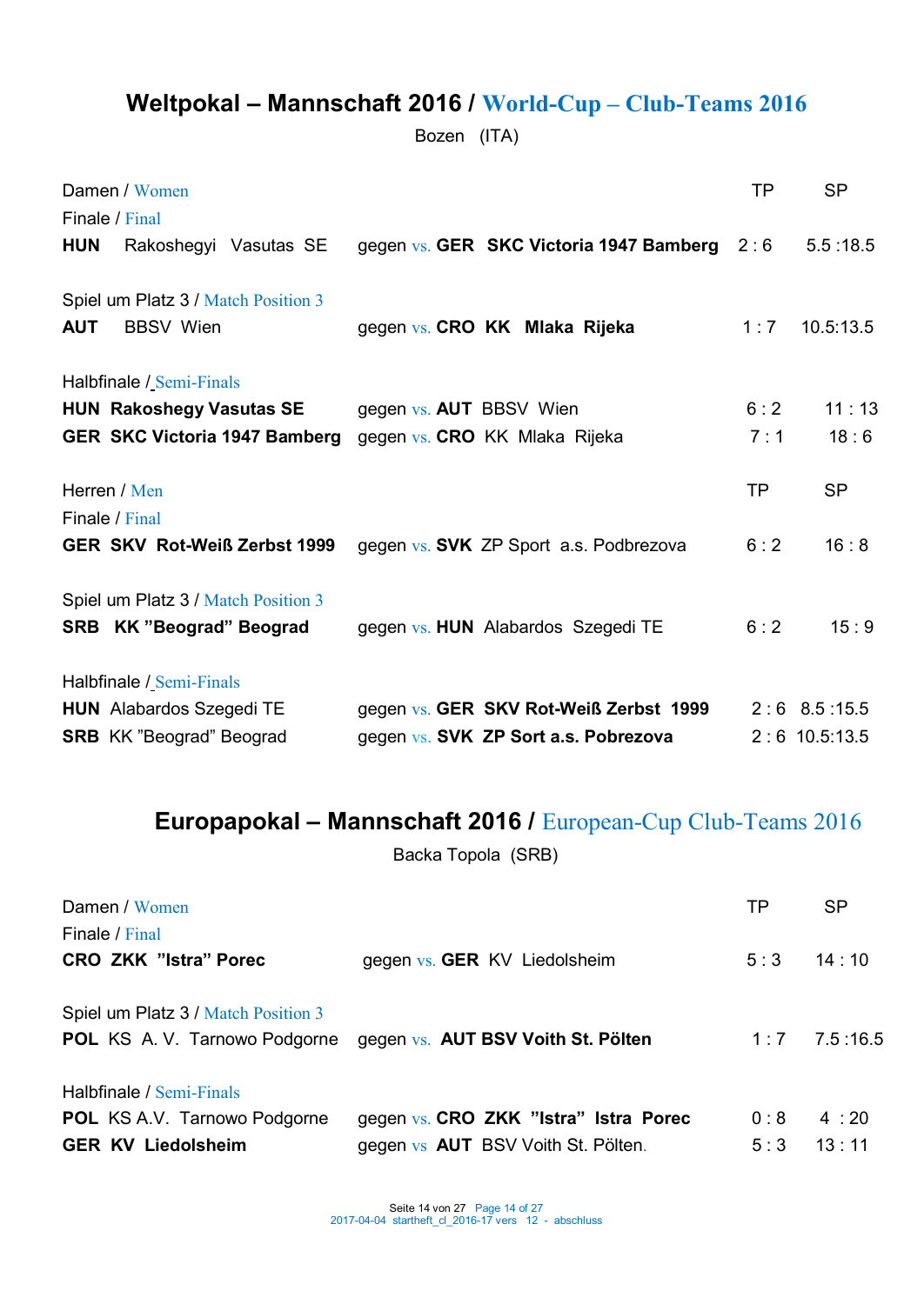## Weltpokal – Mannschaft 2016 / World-Cup – Club-Teams 2016

Bozen (ITA)

| Damen / Women | | TP | SP |
|---|---|---|---|
| **Finale / Final** | | | |
| **HUN** Rakoshegyi Vasutas SE | gegen vs. **GER SKC Victoria 1947 Bamberg** | 2 : 6 | 5.5 :18.5 |
| | | | |
| **Spiel um Platz 3 / Match Position 3** | | | |
| **AUT** BBSV Wien | gegen vs. **CRO KK Mlaka Rijeka** | 1 : 7 | 10.5:13.5 |
| | | | |
| **Halbfinale / Semi-Finals** | | | |
| **HUN Rakoshegy Vasutas SE** | gegen vs. **AUT** BBSV Wien | 6 : 2 | 11 : 13 |
| **GER SKC Victoria 1947 Bamberg** | gegen vs. **CRO** KK Mlaka Rijeka | 7 : 1 | 18 : 6 |

| Herren / Men | | TP | SP |
|---|---|---|---|
| **Finale / Final** | | | |
| **GER SKV Rot-Weiß Zerbst 1999** | gegen vs. **SVK** ZP Sport a.s. Podbrezova | 6 : 2 | 16 : 8 |
| | | | |
| **Spiel um Platz 3 / Match Position 3** | | | |
| **SRB KK "Beograd" Beograd** | gegen vs. **HUN** Alabardos Szegedi TE | 6 : 2 | 15 : 9 |
| | | | |
| **Halbfinale / Semi-Finals** | | | |
| **HUN** Alabardos Szegedi TE | gegen vs. **GER SKV Rot-Weiß Zerbst 1999** | 2 : 6 | 8.5 :15.5 |
| **SRB** KK "Beograd" Beograd | gegen vs. **SVK ZP Sort a.s. Pobrezova** | 2 : 6 | 10.5:13.5 |

## Europapokal – Mannschaft 2016 / European-Cup Club-Teams 2016

Backa Topola (SRB)

| Damen / Women | | TP | SP |
|---|---|---|---|
| **Finale / Final** | | | |
| **CRO ZKK "Istra" Porec** | gegen vs. **GER** KV Liedolsheim | 5 : 3 | 14 : 10 |
| | | | |
| **Spiel um Platz 3 / Match Position 3** | | | |
| **POL** KS A. V. Tarnowo Podgorne | gegen vs. **AUT BSV Voith St. Pölten** | 1 : 7 | 7.5 :16.5 |
| | | | |
| **Halbfinale / Semi-Finals** | | | |
| **POL** KS A.V. Tarnowo Podgorne | gegen vs. **CRO ZKK "Istra" Istra Porec** | 0 : 8 | 4 : 20 |
| **GER KV Liedolsheim** | gegen vs **AUT** BSV Voith St. Pölten. | 5 : 3 | 13 : 11 |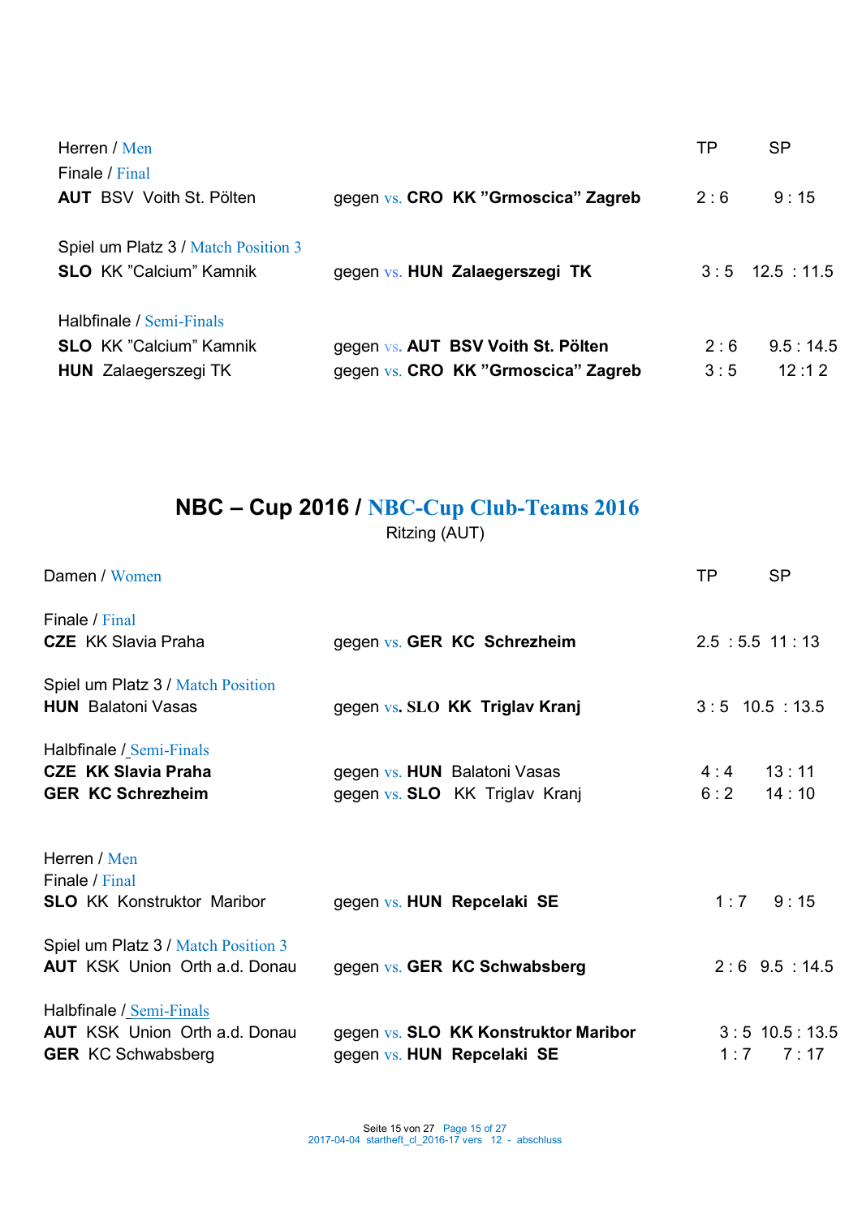| Herren / Men | | TP | SP |
|---|---|---|---|
| Finale / Final | | | |
| **AUT** BSV Voith St. Pölten | gegen vs. **CRO KK "Grmoscica" Zagreb** | 2 : 6 | 9 : 15 |
| Spiel um Platz 3 / Match Position 3 | | | |
| **SLO** KK "Calcium" Kamnik | gegen vs. **HUN Zalaegerszegi TK** | 3 : 5 | 12.5 : 11.5 |
| Halbfinale / Semi-Finals | | | |
| **SLO** KK "Calcium" Kamnik | gegen vs. **AUT BSV Voith St. Pölten** | 2 : 6 | 9.5 : 14.5 |
| **HUN** Zalaegerszegi TK | gegen vs. **CRO KK "Grmoscica" Zagreb** | 3 : 5 | 12 :1 2 |

## NBC – Cup 2016 / NBC-Cup Club-Teams 2016

Ritzing (AUT)

| Damen / Women | | TP | SP |
|---|---|---|---|
| Finale / Final | | | |
| **CZE** KK Slavia Praha | gegen vs. **GER KC Schrezheim** | 2.5 : 5.5 | 11 : 13 |
| Spiel um Platz 3 / Match Position | | | |
| **HUN** Balatoni Vasas | gegen vs. **SLO KK Triglav Kranj** | 3 : 5 | 10.5 : 13.5 |
| Halbfinale / Semi-Finals | | | |
| **CZE KK Slavia Praha** | gegen vs. **HUN** Balatoni Vasas | 4 : 4 | 13 : 11 |
| **GER KC Schrezheim** | gegen vs. **SLO** KK Triglav Kranj | 6 : 2 | 14 : 10 |

| Herren / Men | | TP | SP |
|---|---|---|---|
| Finale / Final | | | |
| **SLO** KK Konstruktor Maribor | gegen vs. **HUN Repcelaki SE** | 1 : 7 | 9 : 15 |
| Spiel um Platz 3 / Match Position 3 | | | |
| **AUT** KSK Union Orth a.d. Donau | gegen vs. **GER KC Schwabsberg** | 2 : 6 | 9.5 : 14.5 |
| Halbfinale / Semi-Finals | | | |
| **AUT** KSK Union Orth a.d. Donau | gegen vs. **SLO KK Konstruktor Maribor** | 3 : 5 | 10.5 : 13.5 |
| **GER** KC Schwabsberg | gegen vs. **HUN Repcelaki SE** | 1 : 7 | 7 : 17 |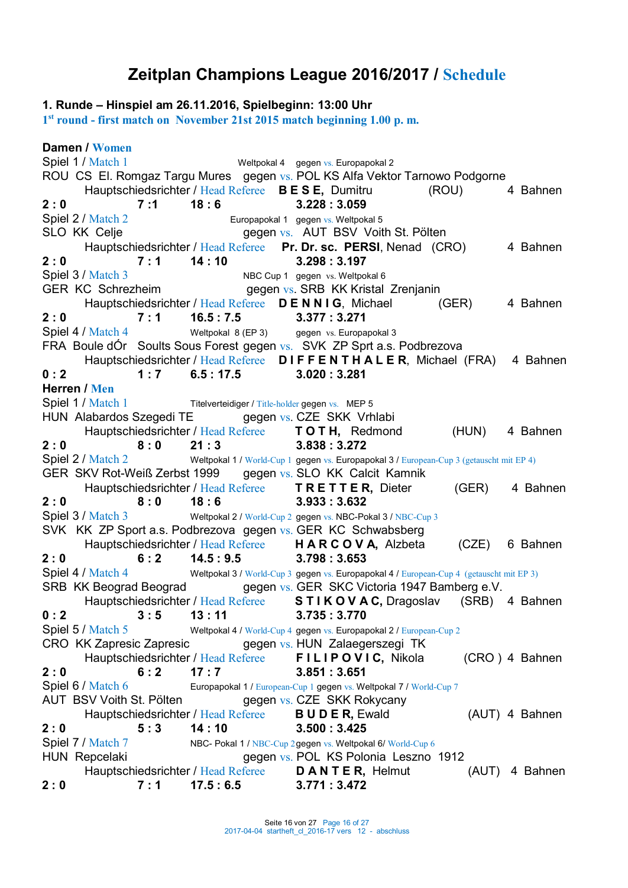# Zeitplan Champions League 2016/2017 / Schedule

**1. Runde – Hinspiel am 26.11.2016, Spielbeginn: 13:00 Uhr**
1st round - first match on November 21st 2015 match beginning 1.00 p. m.

## Damen / Women

Spiel 1 / Match 1 Weltpokal 4 gegen vs. Europapokal 2
ROU CS El. Romgaz Targu Mures gegen vs. POL KS Alfa Vektor Tarnowo Podgorne
Hauptschiedsrichter / Head Referee **B E S E,** Dumitru (ROU) 4 Bahnen
**2 : 0 7 :1 18 : 6 3.228 : 3.059**

Spiel 2 / Match 2 Europapokal 1 gegen vs. Weltpokal 5
SLO KK Celje gegen vs. AUT BSV Voith St. Pölten
Hauptschiedsrichter / Head Referee **Pr. Dr. sc. PERSI**, Nenad (CRO) 4 Bahnen
**2 : 0 7 : 1 14 : 10 3.298 : 3.197**

Spiel 3 / Match 3 NBC Cup 1 gegen vs. Weltpokal 6
GER KC Schrezheim gegen vs. SRB KK Kristal Zrenjanin
Hauptschiedsrichter / Head Referee **D E N N I G**, Michael (GER) 4 Bahnen
**2 : 0 7 : 1 16.5 : 7.5 3.377 : 3.271**

Spiel 4 / Match 4 Weltpokal 8 (EP 3) gegen vs. Europapokal 3
FRA Boule dÓr Soults Sous Forest gegen vs. SVK ZP Sprt a.s. Podbrezova
Hauptschiedsrichter / Head Referee **D I F F E N T H A L E R**, Michael (FRA) 4 Bahnen
**0 : 2 1 : 7 6.5 : 17.5 3.020 : 3.281**

## Herren / Men

Spiel 1 / Match 1 Titelverteidiger / Title-holder gegen vs. MEP 5
HUN Alabardos Szegedi TE gegen vs. CZE SKK Vrhlabi
Hauptschiedsrichter / Head Referee **T O T H,** Redmond (HUN) 4 Bahnen
**2 : 0 8 : 0 21 : 3 3.838 : 3.272**

Spiel 2 / Match 2 Weltpokal 1 / World-Cup 1 gegen vs. Europapokal 3 / European-Cup 3 (getauscht mit EP 4)
GER SKV Rot-Weiß Zerbst 1999 gegen vs. SLO KK Calcit Kamnik
Hauptschiedsrichter / Head Referee **T R E T T E R,** Dieter (GER) 4 Bahnen
**2 : 0 8 : 0 18 : 6 3.933 : 3.632**

Spiel 3 / Match 3 Weltpokal 2 / World-Cup 2 gegen vs. NBC-Pokal 3 / NBC-Cup 3
SVK KK ZP Sport a.s. Podbrezova gegen vs. GER KC Schwabsberg
Hauptschiedsrichter / Head Referee **H A R C O V A,** Alzbeta (CZE) 6 Bahnen
**2 : 0 6 : 2 14.5 : 9.5 3.798 : 3.653**

Spiel 4 / Match 4 Weltpokal 3 / World-Cup 3 gegen vs. Europapokal 4 / European-Cup 4 (getauscht mit EP 3)
SRB KK Beograd Beograd gegen vs. GER SKC Victoria 1947 Bamberg e.V.
Hauptschiedsrichter / Head Referee **S T I K O V A C,** Dragoslav (SRB) 4 Bahnen
**0 : 2 3 : 5 13 : 11 3.735 : 3.770**

Spiel 5 / Match 5 Weltpokal 4 / World-Cup 4 gegen vs. Europapokal 2 / European-Cup 2
CRO KK Zapresic Zapresic gegen vs. HUN Zalaegerszegi TK
Hauptschiedsrichter / Head Referee **F I L I P O V I C,** Nikola (CRO ) 4 Bahnen
**2 : 0 6 : 2 17 : 7 3.851 : 3.651**

Spiel 6 / Match 6 Europapokal 1 / European-Cup 1 gegen vs. Weltpokal 7 / World-Cup 7
AUT BSV Voith St. Pölten gegen vs. CZE SKK Rokycany
Hauptschiedsrichter / Head Referee **B U D E R,** Ewald (AUT) 4 Bahnen
**2 : 0 5 : 3 14 : 10 3.500 : 3.425**

Spiel 7 / Match 7 NBC- Pokal 1 / NBC-Cup 2 gegen vs. Weltpokal 6/ World-Cup 6
HUN Repcelaki gegen vs. POL KS Polonia Leszno 1912
Hauptschiedsrichter / Head Referee **D A N T E R,** Helmut (AUT) 4 Bahnen
**2 : 0 7 : 1 17.5 : 6.5 3.771 : 3.472**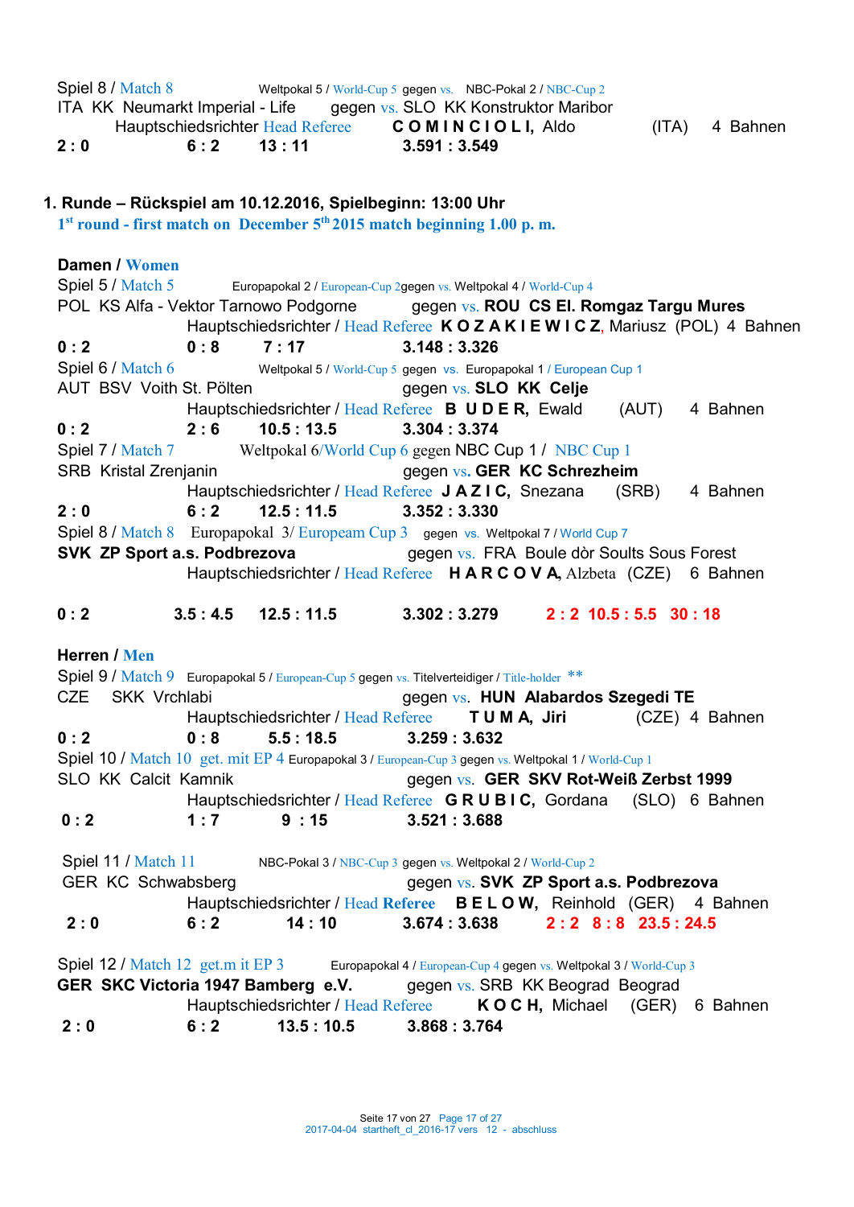Spiel 8 / Match 8 Weltpokal 5 / World-Cup 5 gegen vs. NBC-Pokal 2 / NBC-Cup 2
ITA KK Neumarkt Imperial - Life gegen vs. SLO KK Konstruktor Maribor
Hauptschiedsrichter Head Referee **C O M I N C I O L I,** Aldo (ITA) 4 Bahnen
**2 : 0 6 : 2 13 : 11 3.591 : 3.549**

## 1. Runde – Rückspiel am 10.12.2016, Spielbeginn: 13:00 Uhr

**1st round - first match on December 5th 2015 match beginning 1.00 p. m.**

### Damen / Women

Spiel 5 / Match 5 Europapokal 2 / European-Cup 2gegen vs. Weltpokal 4 / World-Cup 4
POL KS Alfa - Vektor Tarnowo Podgorne gegen vs. **ROU CS El. Romgaz Targu Mures**
Hauptschiedsrichter / Head Referee **K O Z A K I E W I C Z,** Mariusz (POL) 4 Bahnen
**0 : 2 0 : 8 7 : 17 3.148 : 3.326**

Spiel 6 / Match 6 Weltpokal 5 / World-Cup 5 gegen vs. Europapokal 1 / European Cup 1
AUT BSV Voith St. Pölten gegen vs. **SLO KK Celje**
Hauptschiedsrichter / Head Referee **B U D E R,** Ewald (AUT) 4 Bahnen
**0 : 2 2 : 6 10.5 : 13.5 3.304 : 3.374**

Spiel 7 / Match 7 Weltpokal 6/World Cup 6 gegen NBC Cup 1 / NBC Cup 1
SRB Kristal Zrenjanin gegen vs. **GER KC Schrezheim**
Hauptschiedsrichter / Head Referee **J A Z I C,** Snezana (SRB) 4 Bahnen
**2 : 0 6 : 2 12.5 : 11.5 3.352 : 3.330**

Spiel 8 / Match 8 Europapokal 3/ Europeam Cup 3 gegen vs. Weltpokal 7 / World Cup 7
**SVK ZP Sport a.s. Podbrezova** gegen vs. FRA Boule dòr Soults Sous Forest
Hauptschiedsrichter / Head Referee **H A R C O V A,** Alzbeta (CZE) 6 Bahnen

**0 : 2 3.5 : 4.5 12.5 : 11.5 3.302 : 3.279 2 : 2 10.5 : 5.5 30 : 18**

### Herren / Men

Spiel 9 / Match 9 Europapokal 5 / European-Cup 5 gegen vs. Titelverteidiger / Title-holder **
CZE SKK Vrchlabi gegen vs. **HUN Alabardos Szegedi TE**
Hauptschiedsrichter / Head Referee **T U M A, Jiri** (CZE) 4 Bahnen
**0 : 2 0 : 8 5.5 : 18.5 3.259 : 3.632**

Spiel 10 / Match 10 get. mit EP 4 Europapokal 3 / European-Cup 3 gegen vs. Weltpokal 1 / World-Cup 1
SLO KK Calcit Kamnik gegen vs. **GER SKV Rot-Weiß Zerbst 1999**
Hauptschiedsrichter / Head Referee **G R U B I C,** Gordana (SLO) 6 Bahnen
**0 : 2 1 : 7 9 : 15 3.521 : 3.688**

Spiel 11 / Match 11 NBC-Pokal 3 / NBC-Cup 3 gegen vs. Weltpokal 2 / World-Cup 2
GER KC Schwabsberg gegen vs. **SVK ZP Sport a.s. Podbrezova**
Hauptschiedsrichter / Head Referee **B E L O W,** Reinhold (GER) 4 Bahnen
**2 : 0 6 : 2 14 : 10 3.674 : 3.638 2 : 2 8 : 8 23.5 : 24.5**

Spiel 12 / Match 12 get.m it EP 3 Europapokal 4 / European-Cup 4 gegen vs. Weltpokal 3 / World-Cup 3
**GER SKC Victoria 1947 Bamberg e.V.** gegen vs. SRB KK Beograd Beograd
Hauptschiedsrichter / Head Referee **K O C H,** Michael (GER) 6 Bahnen
**2 : 0 6 : 2 13.5 : 10.5 3.868 : 3.764**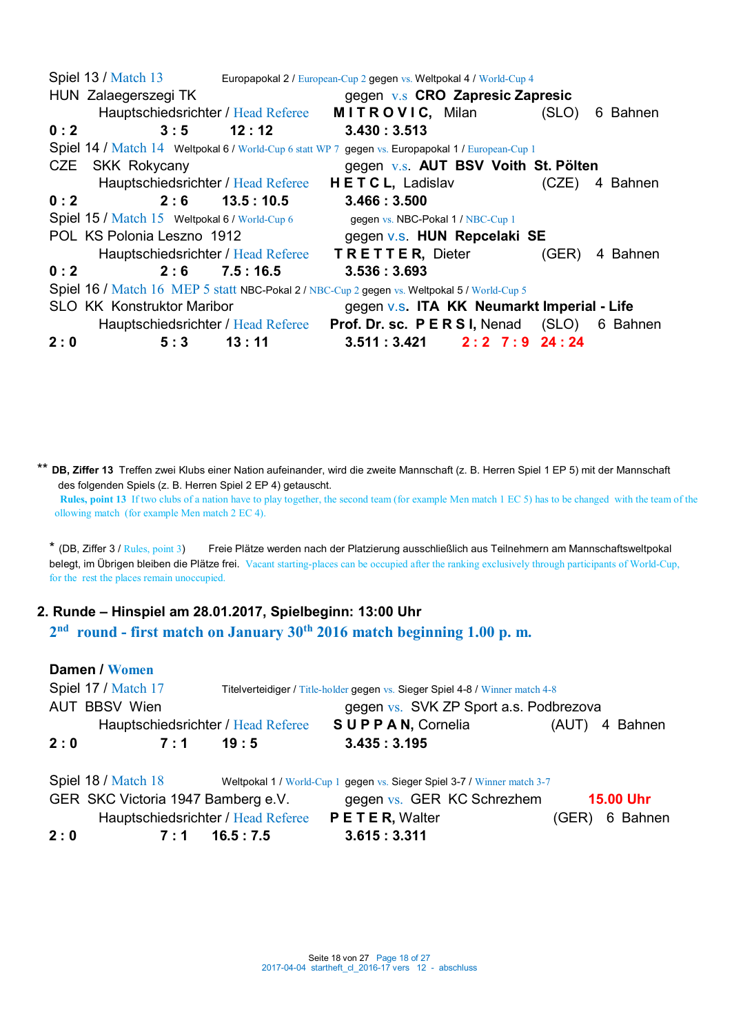Spiel 13 / Match 13 Europapokal 2 / European-Cup 2 gegen vs. Weltpokal 4 / World-Cup 4

HUN Zalaegerszegi TK gegen v.s **CRO Zapresic Zapresic**

Hauptschiedsrichter / Head Referee **M I T R O V I C,** Milan (SLO) 6 Bahnen

**0 : 2** **3 : 5** **12 : 12** **3.430 : 3.513**

Spiel 14 / Match 14 Weltpokal 6 / World-Cup 6 statt WP 7 gegen vs. Europapokal 1 / European-Cup 1

CZE SKK Rokycany gegen v.s. **AUT BSV Voith St. Pölten**

Hauptschiedsrichter / Head Referee **H E T C L,** Ladislav (CZE) 4 Bahnen

**0 : 2** **2 : 6** **13.5 : 10.5** **3.466 : 3.500**

Spiel 15 / Match 15 Weltpokal 6 / World-Cup 6 gegen vs. NBC-Pokal 1 / NBC-Cup 1

POL KS Polonia Leszno 1912 gegen v.s. **HUN Repcelaki SE**

Hauptschiedsrichter / Head Referee **T R E T T E R,** Dieter (GER) 4 Bahnen

**0 : 2** **2 : 6** **7.5 : 16.5** **3.536 : 3.693**

Spiel 16 / Match 16 MEP 5 statt NBC-Pokal 2 / NBC-Cup 2 gegen vs. Weltpokal 5 / World-Cup 5

SLO KK Konstruktor Maribor gegen v.s. **ITA KK Neumarkt Imperial - Life**

Hauptschiedsrichter / Head Referee **Prof. Dr. sc. P E R S I,** Nenad (SLO) 6 Bahnen

**2 : 0** **5 : 3** **13 : 11** **3.511 : 3.421** **2 : 2** **7 : 9** **24 : 24**

** **DB, Ziffer 13** Treffen zwei Klubs einer Nation aufeinander, wird die zweite Mannschaft (z. B. Herren Spiel 1 EP 5) mit der Mannschaft des folgenden Spiels (z. B. Herren Spiel 2 EP 4) getauscht.
**Rules, point 13** If two clubs of a nation have to play together, the second team (for example Men match 1 EC 5) has to be changed with the team of the ollowing match (for example Men match 2 EC 4).

* (DB, Ziffer 3 / Rules, point 3) Freie Plätze werden nach der Platzierung ausschließlich aus Teilnehmern am Mannschaftsweltpokal belegt, im Übrigen bleiben die Plätze frei. Vacant starting-places can be occupied after the ranking exclusively through participants of World-Cup, for the rest the places remain unoccupied.

## 2. Runde – Hinspiel am 28.01.2017, Spielbeginn: 13:00 Uhr

## 2nd round - first match on January 30th 2016 match beginning 1.00 p. m.

### Damen / Women

Spiel 17 / Match 17 Titelverteidiger / Title-holder gegen vs. Sieger Spiel 4-8 / Winner match 4-8

AUT BBSV Wien gegen vs. SVK ZP Sport a.s. Podbrezova

Hauptschiedsrichter / Head Referee **S U P P A N,** Cornelia (AUT) 4 Bahnen

**2 : 0** **7 : 1** **19 : 5** **3.435 : 3.195**

Spiel 18 / Match 18 Weltpokal 1 / World-Cup 1 gegen vs. Sieger Spiel 3-7 / Winner match 3-7

GER SKC Victoria 1947 Bamberg e.V. gegen vs. GER KC Schrezhem **15.00 Uhr**

Hauptschiedsrichter / Head Referee **P E T E R,** Walter (GER) 6 Bahnen

**2 : 0** **7 : 1** **16.5 : 7.5** **3.615 : 3.311**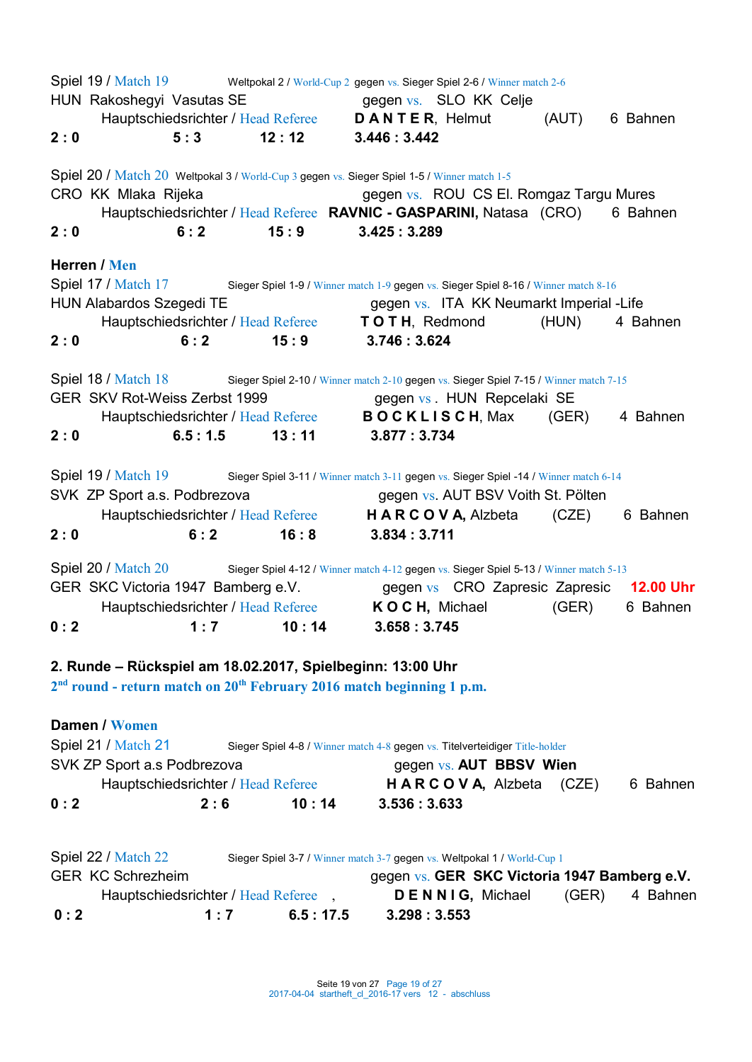Spiel 19 / Match 19 Weltpokal 2 / World-Cup 2 gegen vs. Sieger Spiel 2-6 / Winner match 2-6

HUN Rakoshegyi Vasutas SE gegen vs. SLO KK Celje

Hauptschiedsrichter / Head Referee **D A N T E R**, Helmut (AUT) 6 Bahnen

**2 : 0** **5 : 3** **12 : 12** **3.446 : 3.442**

Spiel 20 / Match 20 Weltpokal 3 / World-Cup 3 gegen vs. Sieger Spiel 1-5 / Winner match 1-5

CRO KK Mlaka Rijeka gegen vs. ROU CS El. Romgaz Targu Mures

Hauptschiedsrichter / Head Referee **RAVNIC - GASPARINI,** Natasa (CRO) 6 Bahnen

**2 : 0** **6 : 2** **15 : 9** **3.425 : 3.289**

**Herren / Men**

Spiel 17 / Match 17 Sieger Spiel 1-9 / Winner match 1-9 gegen vs. Sieger Spiel 8-16 / Winner match 8-16

HUN Alabardos Szegedi TE gegen vs. ITA KK Neumarkt Imperial -Life

Hauptschiedsrichter / Head Referee **T O T H**, Redmond (HUN) 4 Bahnen

**2 : 0** **6 : 2** **15 : 9** **3.746 : 3.624**

Spiel 18 / Match 18 Sieger Spiel 2-10 / Winner match 2-10 gegen vs. Sieger Spiel 7-15 / Winner match 7-15

GER SKV Rot-Weiss Zerbst 1999 gegen vs . HUN Repcelaki SE

Hauptschiedsrichter / Head Referee **B O C K L I S C H**, Max (GER) 4 Bahnen

**2 : 0** **6.5 : 1.5** **13 : 11** **3.877 : 3.734**

Spiel 19 / Match 19 Sieger Spiel 3-11 / Winner match 3-11 gegen vs. Sieger Spiel -14 / Winner match 6-14

SVK ZP Sport a.s. Podbrezova gegen vs. AUT BSV Voith St. Pölten

Hauptschiedsrichter / Head Referee **H A R C O V A**, Alzbeta (CZE) 6 Bahnen

**2 : 0** **6 : 2** **16 : 8** **3.834 : 3.711**

Spiel 20 / Match 20 Sieger Spiel 4-12 / Winner match 4-12 gegen vs. Sieger Spiel 5-13 / Winner match 5-13

GER SKC Victoria 1947 Bamberg e.V. gegen vs CRO Zapresic Zapresic **12.00 Uhr**

Hauptschiedsrichter / Head Referee **K O C H,** Michael (GER) 6 Bahnen

**0 : 2** **1 : 7** **10 : 14** **3.658 : 3.745**

**2. Runde – Rückspiel am 18.02.2017, Spielbeginn: 13:00 Uhr**

**2nd round - return match on 20th February 2016 match beginning 1 p.m.**

**Damen / Women**

Spiel 21 / Match 21 Sieger Spiel 4-8 / Winner match 4-8 gegen vs. Titelverteidiger Title-holder

SVK ZP Sport a.s Podbrezova gegen vs. **AUT BBSV Wien**

Hauptschiedsrichter / Head Referee **H A R C O V A,** Alzbeta (CZE) 6 Bahnen

**0 : 2** **2 : 6** **10 : 14** **3.536 : 3.633**

Spiel 22 / Match 22 Sieger Spiel 3-7 / Winner match 3-7 gegen vs. Weltpokal 1 / World-Cup 1

GER KC Schrezheim gegen vs. **GER SKC Victoria 1947 Bamberg e.V.**

Hauptschiedsrichter / Head Referee , **D E N N I G,** Michael (GER) 4 Bahnen

**0 : 2** **1 : 7** **6.5 : 17.5** **3.298 : 3.553**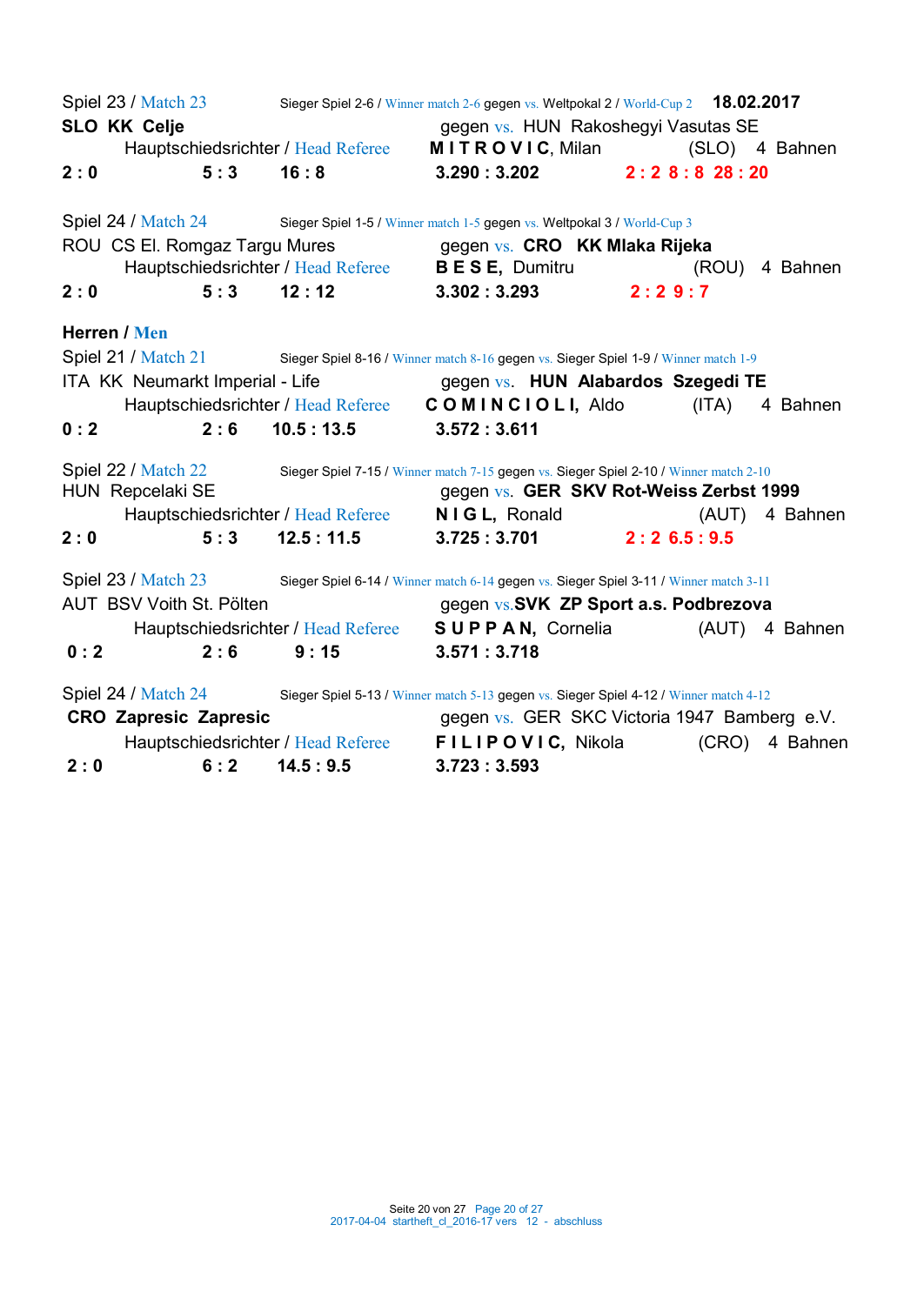Spiel 23 / Match 23 Sieger Spiel 2-6 / Winner match 2-6 gegen vs. Weltpokal 2 / World-Cup 2 **18.02.2017**

**SLO KK Celje** gegen vs. HUN Rakoshegyi Vasutas SE

Hauptschiedsrichter / Head Referee **M I T R O V I C**, Milan (SLO) 4 Bahnen

**2 : 0** **5 : 3** **16 : 8** **3.290 : 3.202** **2 : 2 8 : 8 28 : 20**

Spiel 24 / Match 24 Sieger Spiel 1-5 / Winner match 1-5 gegen vs. Weltpokal 3 / World-Cup 3

ROU CS El. Romgaz Targu Mures gegen vs. **CRO KK Mlaka Rijeka**

Hauptschiedsrichter / Head Referee **B E S E**, Dumitru (ROU) 4 Bahnen

**2 : 0** **5 : 3** **12 : 12** **3.302 : 3.293** **2 : 2 9 : 7**

**Herren / Men**

Spiel 21 / Match 21 Sieger Spiel 8-16 / Winner match 8-16 gegen vs. Sieger Spiel 1-9 / Winner match 1-9

ITA KK Neumarkt Imperial - Life gegen vs. **HUN Alabardos Szegedi TE**

Hauptschiedsrichter / Head Referee **C O M I N C I O L I**, Aldo (ITA) 4 Bahnen

**0 : 2** **2 : 6** **10.5 : 13.5** **3.572 : 3.611**

Spiel 22 / Match 22 Sieger Spiel 7-15 / Winner match 7-15 gegen vs. Sieger Spiel 2-10 / Winner match 2-10

HUN Repcelaki SE gegen vs. **GER SKV Rot-Weiss Zerbst 1999**

Hauptschiedsrichter / Head Referee **N I G L**, Ronald (AUT) 4 Bahnen

**2 : 0** **5 : 3** **12.5 : 11.5** **3.725 : 3.701** **2 : 2 6.5 : 9.5**

Spiel 23 / Match 23 Sieger Spiel 6-14 / Winner match 6-14 gegen vs. Sieger Spiel 3-11 / Winner match 3-11

AUT BSV Voith St. Pölten gegen vs.**SVK ZP Sport a.s. Podbrezova**

Hauptschiedsrichter / Head Referee **S U P P A N**, Cornelia (AUT) 4 Bahnen

**0 : 2** **2 : 6** **9 : 15** **3.571 : 3.718**

Spiel 24 / Match 24 Sieger Spiel 5-13 / Winner match 5-13 gegen vs. Sieger Spiel 4-12 / Winner match 4-12

**CRO Zapresic Zapresic** gegen vs. GER SKC Victoria 1947 Bamberg e.V.

Hauptschiedsrichter / Head Referee **F I L I P O V I C**, Nikola (CRO) 4 Bahnen

**2 : 0** **6 : 2** **14.5 : 9.5** **3.723 : 3.593**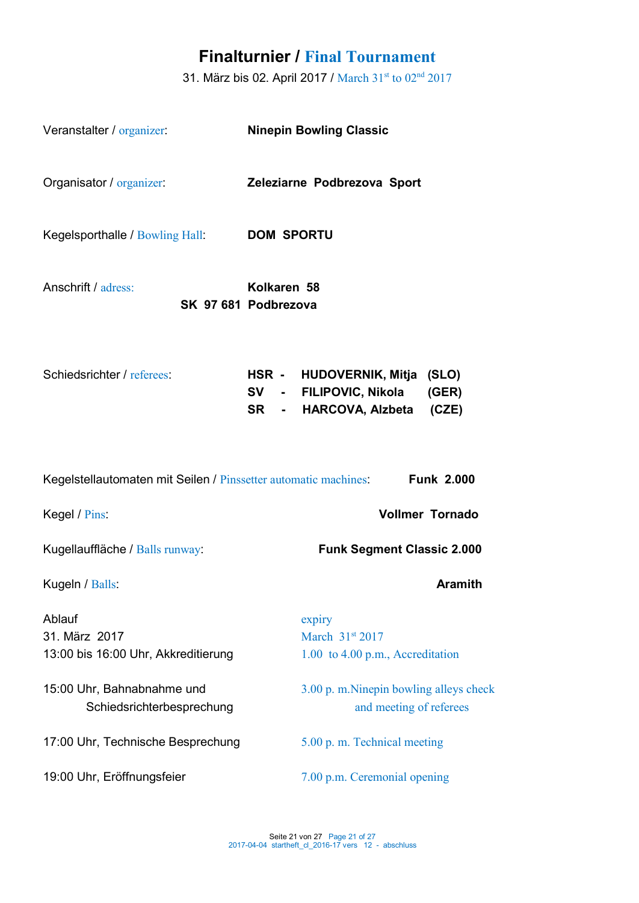# Finalturnier / Final Tournament

31. März bis 02. April 2017 / March 31st to 02nd 2017

Veranstalter / organizer: **Ninepin Bowling Classic**

Organisator / organizer: **Zeleziarne Podbrezova Sport**

Kegelsporthalle / Bowling Hall: **DOM SPORTU**

Anschrift / adress: **Kolkaren 58**
**SK 97 681 Podbrezova**

Schiedsrichter / referees:

**HSR - HUDOVERNIK, Mitja (SLO)**
**SV - FILIPOVIC, Nikola (GER)**
**SR - HARCOVA, Alzbeta (CZE)**

Kegelstellautomaten mit Seilen / Pinssetter automatic machines: **Funk 2.000**

Kegel / Pins: **Vollmer Tornado**

Kugellauffläche / Balls runway: **Funk Segment Classic 2.000**

Kugeln / Balls: **Aramith**

| Ablauf | expiry |
|---|---|
| 31. März 2017 | March 31st 2017 |
| 13:00 bis 16:00 Uhr, Akkreditierung | 1.00 to 4.00 p.m., Accreditation |
| 15:00 Uhr, Bahnabnahme und Schiedsrichterbesprechung | 3.00 p. m.Ninepin bowling alleys check and meeting of referees |
| 17:00 Uhr, Technische Besprechung | 5.00 p. m. Technical meeting |
| 19:00 Uhr, Eröffnungsfeier | 7.00 p.m. Ceremonial opening |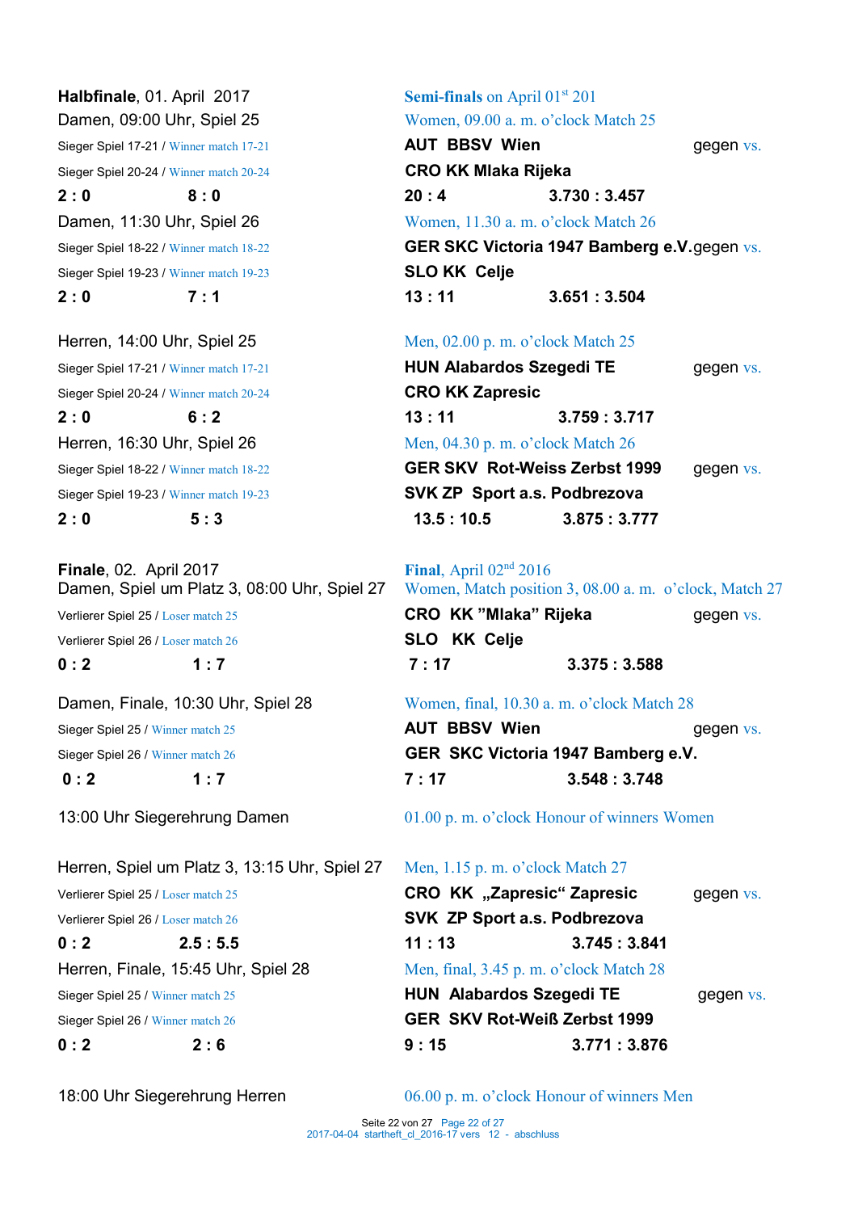**Halbfinale**, 01. April 2017 / **Semi-finals** on April 01[st] 201

Damen, 09:00 Uhr, Spiel 25 / Women, 09.00 a. m. o'clock Match 25

Sieger Spiel 17-21 / Winner match 17-21 — **AUT BBSV Wien** gegen vs.

Sieger Spiel 20-24 / Winner match 20-24 — **CRO KK Mlaka Rijeka**

**2 : 0** **8 : 0** **20 : 4** **3.730 : 3.457**

Damen, 11:30 Uhr, Spiel 26 / Women, 11.30 a. m. o'clock Match 26

Sieger Spiel 18-22 / Winner match 18-22 — **GER SKC Victoria 1947 Bamberg e.V.** gegen vs.

Sieger Spiel 19-23 / Winner match 19-23 — **SLO KK Celje**

**2 : 0** **7 : 1** **13 : 11** **3.651 : 3.504**

Herren, 14:00 Uhr, Spiel 25 / Men, 02.00 p. m. o'clock Match 25

Sieger Spiel 17-21 / Winner match 17-21 — **HUN Alabardos Szegedi TE** gegen vs.

Sieger Spiel 20-24 / Winner match 20-24 — **CRO KK Zapresic**

**2 : 0** **6 : 2** **13 : 11** **3.759 : 3.717**

Herren, 16:30 Uhr, Spiel 26 / Men, 04.30 p. m. o'clock Match 26

Sieger Spiel 18-22 / Winner match 18-22 — **GER SKV Rot-Weiss Zerbst 1999** gegen vs.

Sieger Spiel 19-23 / Winner match 19-23 — **SVK ZP Sport a.s. Podbrezova**

**2 : 0** **5 : 3** **13.5 : 10.5** **3.875 : 3.777**

**Finale**, 02. April 2017 / **Final**, April 02[nd] 2016

Damen, Spiel um Platz 3, 08:00 Uhr, Spiel 27 / Women, Match position 3, 08.00 a. m. o'clock, Match 27

Verlierer Spiel 25 / Loser match 25 — **CRO KK "Mlaka" Rijeka** gegen vs.

Verlierer Spiel 26 / Loser match 26 — **SLO KK Celje**

**0 : 2** **1 : 7** **7 : 17** **3.375 : 3.588**

Damen, Finale, 10:30 Uhr, Spiel 28 / Women, final, 10.30 a. m. o'clock Match 28

Sieger Spiel 25 / Winner match 25 — **AUT BBSV Wien** gegen vs.

Sieger Spiel 26 / Winner match 26 — **GER SKC Victoria 1947 Bamberg e.V.**

**0 : 2** **1 : 7** **7 : 17** **3.548 : 3.748**

13:00 Uhr Siegerehrung Damen / 01.00 p. m. o'clock Honour of winners Women

Herren, Spiel um Platz 3, 13:15 Uhr, Spiel 27 / Men, 1.15 p. m. o'clock Match 27

Verlierer Spiel 25 / Loser match 25 — **CRO KK „Zapresic" Zapresic** gegen vs.

Verlierer Spiel 26 / Loser match 26 — **SVK ZP Sport a.s. Podbrezova**

**0 : 2** **2.5 : 5.5** **11 : 13** **3.745 : 3.841**

Herren, Finale, 15:45 Uhr, Spiel 28 / Men, final, 3.45 p. m. o'clock Match 28

Sieger Spiel 25 / Winner match 25 — **HUN Alabardos Szegedi TE** gegen vs.

Sieger Spiel 26 / Winner match 26 — **GER SKV Rot-Weiß Zerbst 1999**

**0 : 2** **2 : 6** **9 : 15** **3.771 : 3.876**

18:00 Uhr Siegerehrung Herren / 06.00 p. m. o'clock Honour of winners Men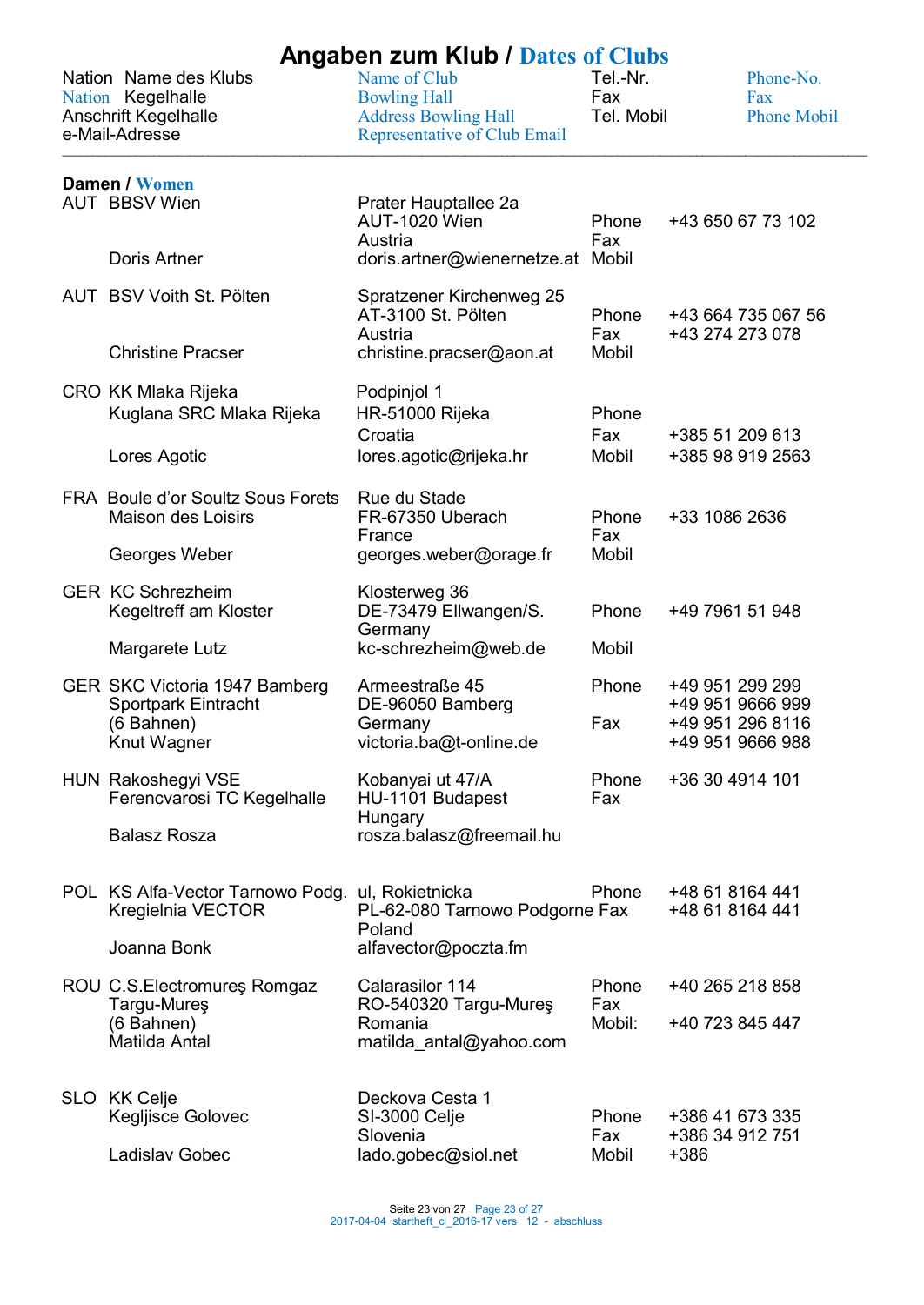# Angaben zum Klub / Dates of Clubs

| Nation | Name des Klubs / Kegelhalle / Anschrift Kegelhalle / e-Mail-Adresse | Name of Club / Bowling Hall / Address Bowling Hall / Representative of Club Email | Tel.-Nr. / Fax / Tel. Mobil | Phone-No. / Fax / Phone Mobil |
|---|---|---|---|---|

## Damen / Women

| Nation | Club | Address | | |
|---|---|---|---|---|
| AUT | BBSV Wien | Prater Hauptallee 2a | | |
| | | AUT-1020 Wien | Phone | +43 650 67 73 102 |
| | | Austria | Fax | |
| | Doris Artner | doris.artner@wienernetze.at | Mobil | |
| AUT | BSV Voith St. Pölten | Spratzener Kirchenweg 25 | | |
| | | AT-3100 St. Pölten | Phone | +43 664 735 067 56 |
| | | Austria | Fax | +43 274 273 078 |
| | Christine Pracser | christine.pracser@aon.at | Mobil | |
| CRO | KK Mlaka Rijeka | Podpinjol 1 | | |
| | Kuglana SRC Mlaka Rijeka | HR-51000 Rijeka | Phone | |
| | | Croatia | Fax | +385 51 209 613 |
| | Lores Agotic | lores.agotic@rijeka.hr | Mobil | +385 98 919 2563 |
| FRA | Boule d'or Soultz Sous Forets | Rue du Stade | | |
| | Maison des Loisirs | FR-67350 Uberach | Phone | +33 1086 2636 |
| | | France | Fax | |
| | Georges Weber | georges.weber@orage.fr | Mobil | |
| GER | KC Schrezheim | Klosterweg 36 | | |
| | Kegeltreff am Kloster | DE-73479 Ellwangen/S. | Phone | +49 7961 51 948 |
| | | Germany | | |
| | Margarete Lutz | kc-schrezheim@web.de | Mobil | |
| GER | SKC Victoria 1947 Bamberg | Armeestraße 45 | Phone | +49 951 299 299 |
| | Sportpark Eintracht | DE-96050 Bamberg | | +49 951 9666 999 |
| | (6 Bahnen) | Germany | Fax | +49 951 296 8116 |
| | Knut Wagner | victoria.ba@t-online.de | | +49 951 9666 988 |
| HUN | Rakoshegyi VSE | Kobanyai ut 47/A | Phone | +36 30 4914 101 |
| | Ferencvarosi TC Kegelhalle | HU-1101 Budapest | Fax | |
| | | Hungary | | |
| | Balasz Rosza | rosza.balasz@freemail.hu | | |
| POL | KS Alfa-Vector Tarnowo Podg. | ul, Rokietnicka | Phone | +48 61 8164 441 |
| | Kregielnia VECTOR | PL-62-080 Tarnowo Podgorne | Fax | +48 61 8164 441 |
| | | Poland | | |
| | Joanna Bonk | alfavector@poczta.fm | | |
| ROU | C.S.Electromureş Romgaz | Calarasilor 114 | Phone | +40 265 218 858 |
| | Targu-Mureş | RO-540320 Targu-Mureş | Fax | |
| | (6 Bahnen) | Romania | Mobil: | +40 723 845 447 |
| | Matilda Antal | matilda_antal@yahoo.com | | |
| SLO | KK Celje | Deckova Cesta 1 | | |
| | Kegljisce Golovec | SI-3000 Celje | Phone | +386 41 673 335 |
| | | Slovenia | Fax | +386 34 912 751 |
| | Ladislav Gobec | lado.gobec@siol.net | Mobil | +386 |

2017-04-04 startheft_cl_2016-17 vers 12 - abschluss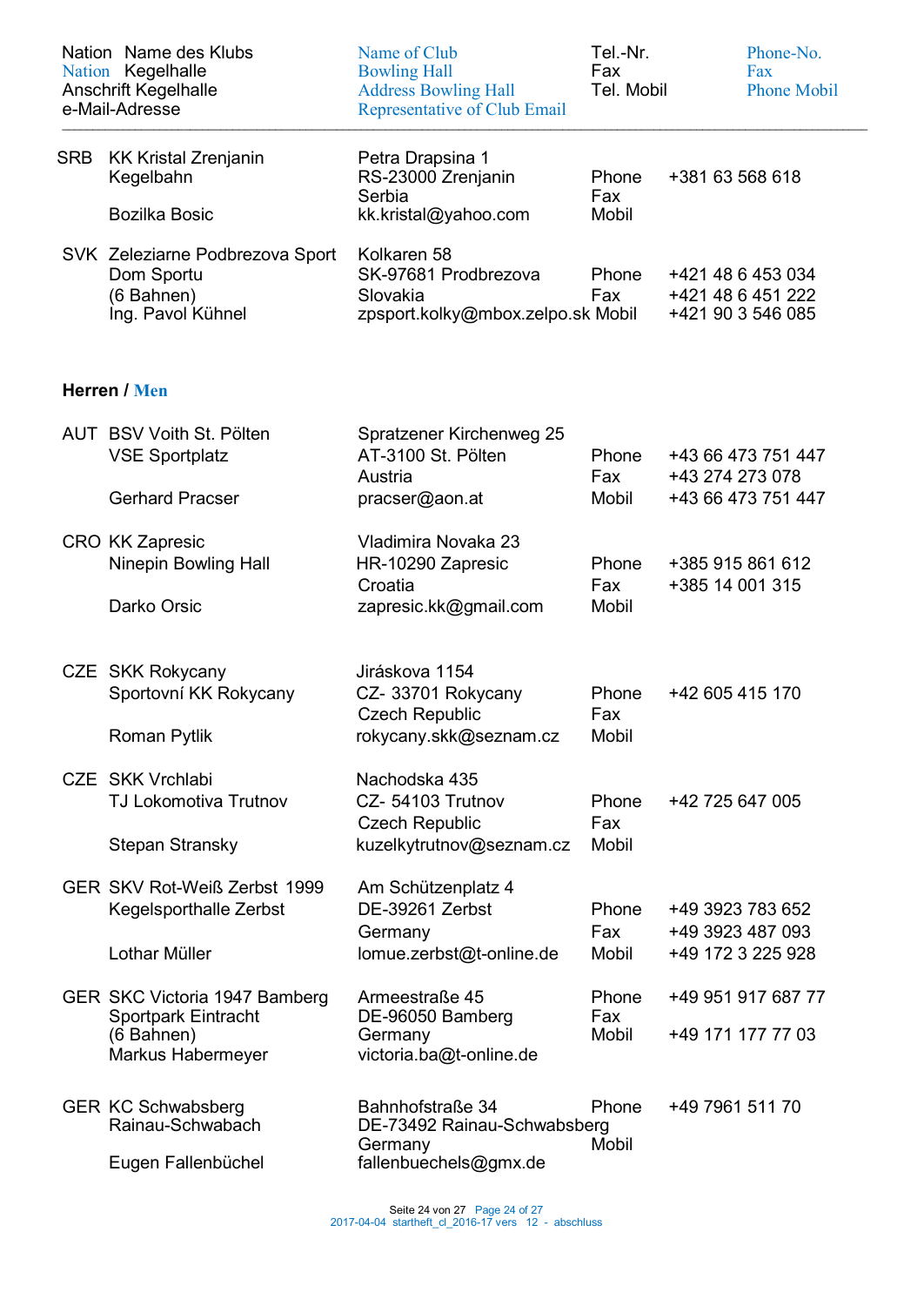| Nation | Name des Klubs / Kegelhalle / Anschrift Kegelhalle / e-Mail-Adresse | Name of Club / Bowling Hall / Address Bowling Hall / Representative of Club Email | Tel.-Nr. / Fax / Tel. Mobil | Phone-No. / Fax / Phone Mobil |
|---|---|---|---|---|
| SRB | KK Kristal Zrenjanin<br>Kegelbahn<br><br>Bozilka Bosic | Petra Drapsina 1<br>RS-23000 Zrenjanin<br>Serbia<br>kk.kristal@yahoo.com | Phone<br>Fax<br>Mobil | +381 63 568 618 |
| SVK | Zeleziarne Podbrezova Sport<br>Dom Sportu<br>(6 Bahnen)<br>Ing. Pavol Kühnel | Kolkaren 58<br>SK-97681 Prodbrezova<br>Slovakia<br>zpsport.kolky@mbox.zelpo.sk | Phone<br>Fax<br>Mobil | +421 48 6 453 034<br>+421 48 6 451 222<br>+421 90 3 546 085 |

**Herren / Men**

| Nation | Name des Klubs / Kegelhalle / Anschrift Kegelhalle / e-Mail-Adresse | Name of Club / Bowling Hall / Address Bowling Hall / Representative of Club Email | Tel.-Nr. / Fax / Tel. Mobil | Phone-No. / Fax / Phone Mobil |
|---|---|---|---|---|
| AUT | BSV Voith St. Pölten<br>VSE Sportplatz<br><br>Gerhard Pracser | Spratzener Kirchenweg 25<br>AT-3100 St. Pölten<br>Austria<br>pracser@aon.at | Phone<br>Fax<br>Mobil | +43 66 473 751 447<br>+43 274 273 078<br>+43 66 473 751 447 |
| CRO | KK Zapresic<br>Ninepin Bowling Hall<br><br>Darko Orsic | Vladimira Novaka 23<br>HR-10290 Zapresic<br>Croatia<br>zapresic.kk@gmail.com | Phone<br>Fax<br>Mobil | +385 915 861 612<br>+385 14 001 315 |
| CZE | SKK Rokycany<br>Sportovní KK Rokycany<br><br>Roman Pytlik | Jiráskova 1154<br>CZ- 33701 Rokycany<br>Czech Republic<br>rokycany.skk@seznam.cz | Phone<br>Fax<br>Mobil | +42 605 415 170 |
| CZE | SKK Vrchlabi<br>TJ Lokomotiva Trutnov<br><br>Stepan Stransky | Nachodska 435<br>CZ- 54103 Trutnov<br>Czech Republic<br>kuzelkytrutnov@seznam.cz | Phone<br>Fax<br>Mobil | +42 725 647 005 |
| GER | SKV Rot-Weiß Zerbst 1999<br>Kegelsporthalle Zerbst<br><br>Lothar Müller | Am Schützenplatz 4<br>DE-39261 Zerbst<br>Germany<br>lomue.zerbst@t-online.de | Phone<br>Fax<br>Mobil | +49 3923 783 652<br>+49 3923 487 093<br>+49 172 3 225 928 |
| GER | SKC Victoria 1947 Bamberg<br>Sportpark Eintracht<br>(6 Bahnen)<br>Markus Habermeyer | Armeestraße 45<br>DE-96050 Bamberg<br>Germany<br>victoria.ba@t-online.de | Phone<br>Fax<br>Mobil | +49 951 917 687 77<br><br>+49 171 177 77 03 |
| GER | KC Schwabsberg<br>Rainau-Schwabach<br><br>Eugen Fallenbüchel | Bahnhofstraße 34<br>DE-73492 Rainau-Schwabsberg<br>Germany<br>fallenbuechels@gmx.de | Phone<br><br>Mobil | +49 7961 511 70 |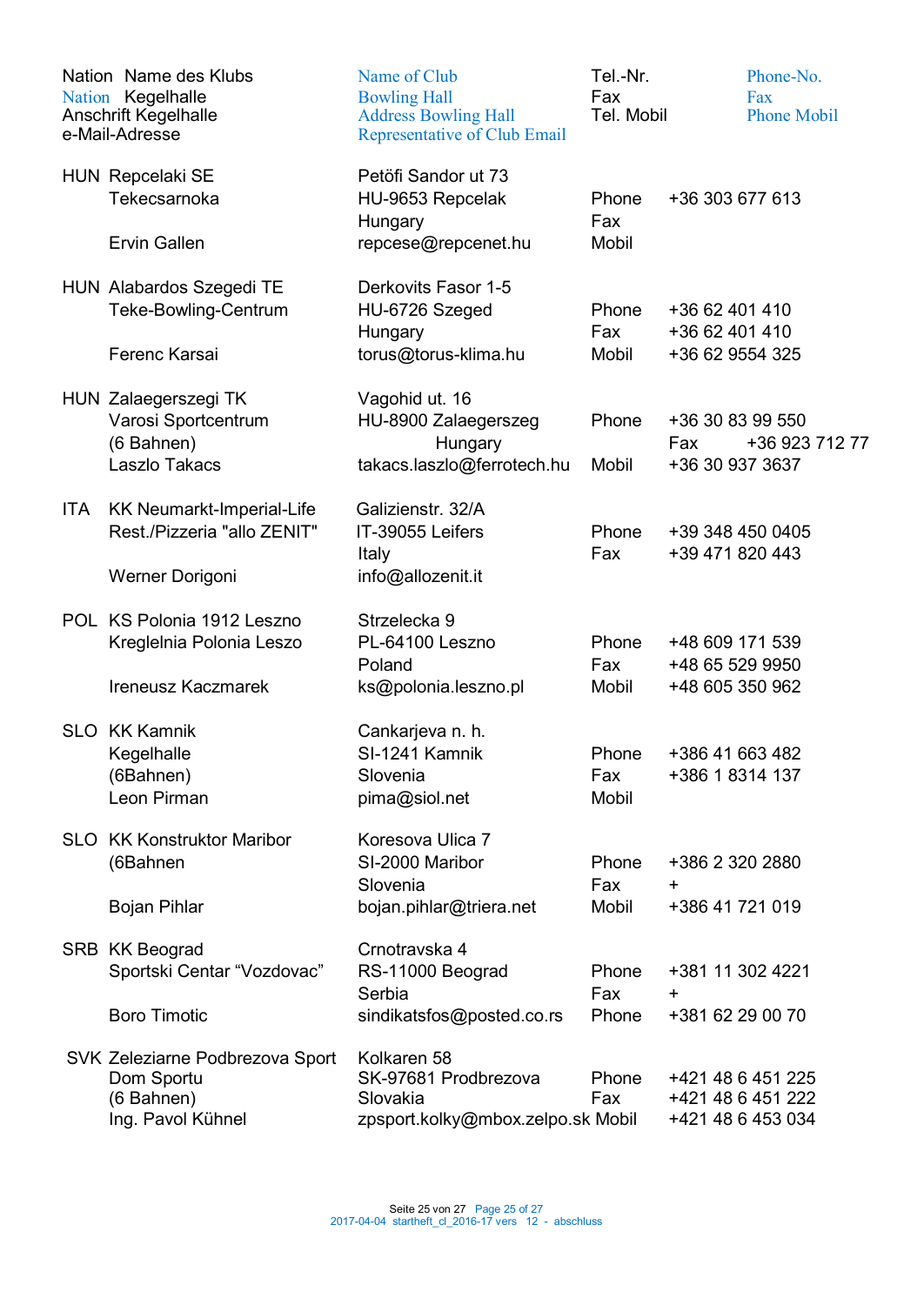| Nation | Name des Klubs / Kegelhalle / Anschrift Kegelhalle / e-Mail-Adresse | Name of Club / Bowling Hall / Address Bowling Hall / Representative of Club Email | Tel.-Nr. / Fax / Tel. Mobil | Phone-No. / Fax / Phone Mobil |
|---|---|---|---|---|
| HUN | Repcelaki SE | Petőfi Sandor ut 73 | | |
| | Tekecsarnoka | HU-9653 Repcelak | Phone | +36 303 677 613 |
| | | Hungary | Fax | |
| | Ervin Gallen | repcese@repcenet.hu | Mobil | |
| HUN | Alabardos Szegedi TE | Derkovits Fasor 1-5 | | |
| | Teke-Bowling-Centrum | HU-6726 Szeged | Phone | +36 62 401 410 |
| | | Hungary | Fax | +36 62 401 410 |
| | Ferenc Karsai | torus@torus-klima.hu | Mobil | +36 62 9554 325 |
| HUN | Zalaegerszegi TK | Vagohid ut. 16 | | |
| | Varosi Sportcentrum | HU-8900 Zalaegerszeg | Phone | +36 30 83 99 550 |
| | (6 Bahnen) | Hungary | Fax | +36 923 712 77 |
| | Laszlo Takacs | takacs.laszlo@ferrotech.hu | Mobil | +36 30 937 3637 |
| ITA | KK Neumarkt-Imperial-Life | Galizienstr. 32/A | | |
| | Rest./Pizzeria "allo ZENIT" | IT-39055 Leifers | Phone | +39 348 450 0405 |
| | | Italy | Fax | +39 471 820 443 |
| | Werner Dorigoni | info@allozenit.it | | |
| POL | KS Polonia 1912 Leszno | Strzelecka 9 | | |
| | Kreglelnia Polonia Leszo | PL-64100 Leszno | Phone | +48 609 171 539 |
| | | Poland | Fax | +48 65 529 9950 |
| | Ireneusz Kaczmarek | ks@polonia.leszno.pl | Mobil | +48 605 350 962 |
| SLO | KK Kamnik | Cankarjeva n. h. | | |
| | Kegelhalle | SI-1241 Kamnik | Phone | +386 41 663 482 |
| | (6Bahnen) | Slovenia | Fax | +386 1 8314 137 |
| | Leon Pirman | pima@siol.net | Mobil | |
| SLO | KK Konstruktor Maribor | Koresova Ulica 7 | | |
| | (6Bahnen | SI-2000 Maribor | Phone | +386 2 320 2880 |
| | | Slovenia | Fax | + |
| | Bojan Pihlar | bojan.pihlar@triera.net | Mobil | +386 41 721 019 |
| SRB | KK Beograd | Crnotravska 4 | | |
| | Sportski Centar “Vozdovac” | RS-11000 Beograd | Phone | +381 11 302 4221 |
| | | Serbia | Fax | + |
| | Boro Timotic | sindikatsfos@posted.co.rs | Phone | +381 62 29 00 70 |
| SVK | Zeleziarne Podbrezova Sport | Kolkaren 58 | | |
| | Dom Sportu | SK-97681 Prodbrezova | Phone | +421 48 6 451 225 |
| | (6 Bahnen) | Slovakia | Fax | +421 48 6 451 222 |
| | Ing. Pavol Kühnel | zpsport.kolky@mbox.zelpo.sk | Mobil | +421 48 6 453 034 |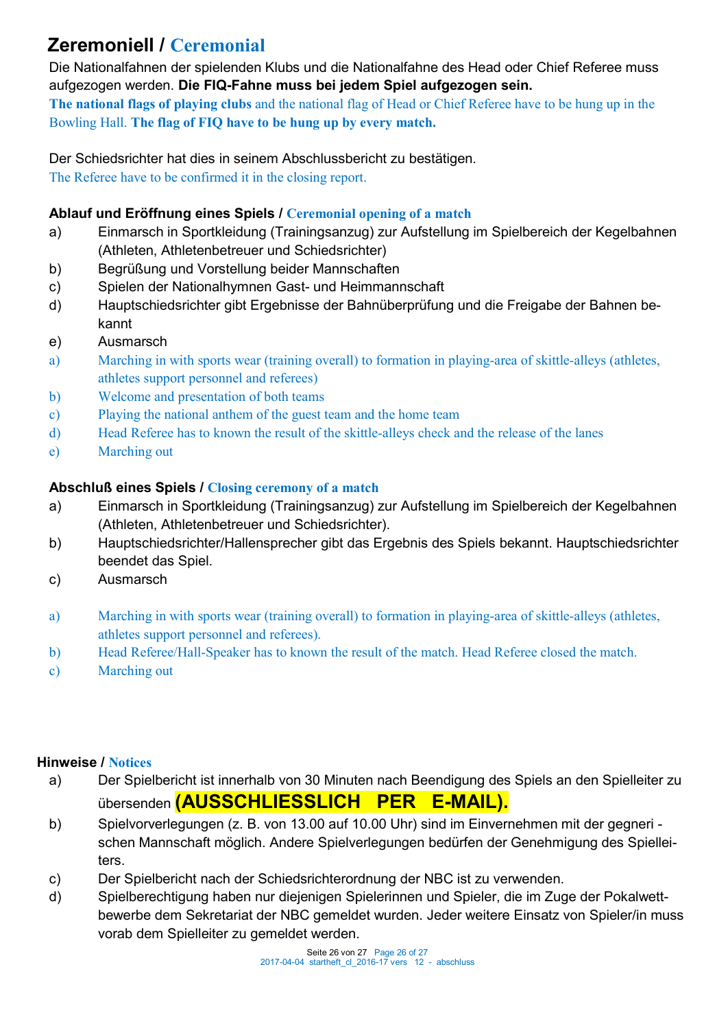## Zeremoniell / Ceremonial

Die Nationalfahnen der spielenden Klubs und die Nationalfahne des Head oder Chief Referee muss aufgezogen werden. **Die FIQ-Fahne muss bei jedem Spiel aufgezogen sein.**

**The national flags of playing clubs** and the national flag of Head or Chief Referee have to be hung up in the Bowling Hall. **The flag of FIQ have to be hung up by every match.**

Der Schiedsrichter hat dies in seinem Abschlussbericht zu bestätigen.

The Referee have to be confirmed it in the closing report.

### Ablauf und Eröffnung eines Spiels / Ceremonial opening of a match

a) Einmarsch in Sportkleidung (Trainingsanzug) zur Aufstellung im Spielbereich der Kegelbahnen (Athleten, Athletenbetreuer und Schiedsrichter)

b) Begrüßung und Vorstellung beider Mannschaften

c) Spielen der Nationalhymnen Gast- und Heimmannschaft

d) Hauptschiedsrichter gibt Ergebnisse der Bahnüberprüfung und die Freigabe der Bahnen bekannt

e) Ausmarsch

a) Marching in with sports wear (training overall) to formation in playing-area of skittle-alleys (athletes, athletes support personnel and referees)

b) Welcome and presentation of both teams

c) Playing the national anthem of the guest team and the home team

d) Head Referee has to known the result of the skittle-alleys check and the release of the lanes

e) Marching out

### Abschluß eines Spiels / Closing ceremony of a match

a) Einmarsch in Sportkleidung (Trainingsanzug) zur Aufstellung im Spielbereich der Kegelbahnen (Athleten, Athletenbetreuer und Schiedsrichter).

b) Hauptschiedsrichter/Hallensprecher gibt das Ergebnis des Spiels bekannt. Hauptschiedsrichter beendet das Spiel.

c) Ausmarsch

a) Marching in with sports wear (training overall) to formation in playing-area of skittle-alleys (athletes, athletes support personnel and referees).

b) Head Referee/Hall-Speaker has to known the result of the match. Head Referee closed the match.

c) Marching out

### Hinweise / Notices

a) Der Spielbericht ist innerhalb von 30 Minuten nach Beendigung des Spiels an den Spielleiter zu übersenden **(AUSSCHLIESSLICH PER E-MAIL).**

b) Spielvorverlegungen (z. B. von 13.00 auf 10.00 Uhr) sind im Einvernehmen mit der gegnerischen Mannschaft möglich. Andere Spielverlegungen bedürfen der Genehmigung des Spielleiters.

c) Der Spielbericht nach der Schiedsrichterordnung der NBC ist zu verwenden.

d) Spielberechtigung haben nur diejenigen Spielerinnen und Spieler, die im Zuge der Pokalwettbewerbe dem Sekretariat der NBC gemeldet wurden. Jeder weitere Einsatz von Spieler/in muss vorab dem Spielleiter zu gemeldet werden.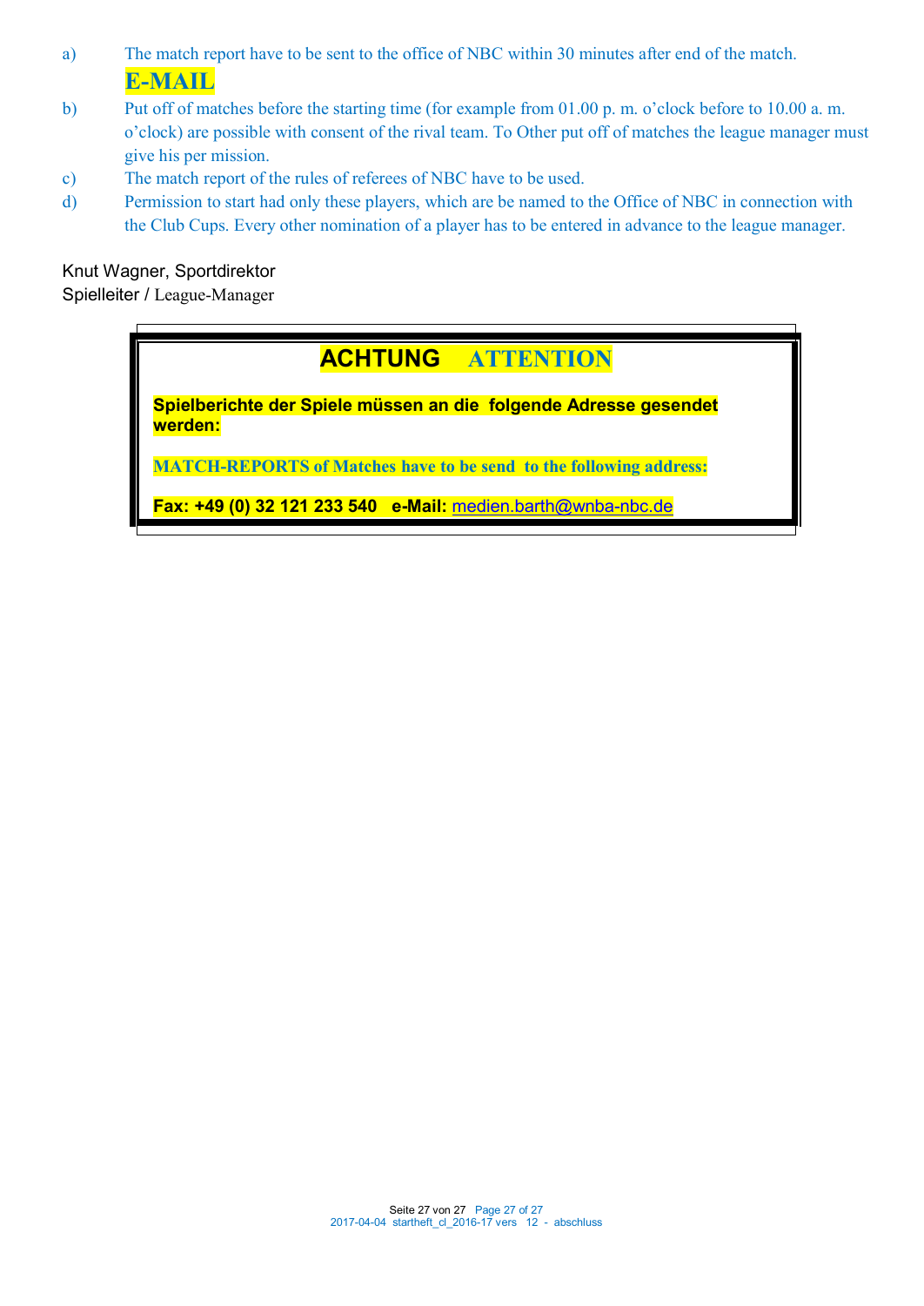a) The match report have to be sent to the office of NBC within 30 minutes after end of the match. **E-MAIL**

b) Put off of matches before the starting time (for example from 01.00 p. m. o'clock before to 10.00 a. m. o'clock) are possible with consent of the rival team. To Other put off of matches the league manager must give his per mission.

c) The match report of the rules of referees of NBC have to be used.

d) Permission to start had only these players, which are be named to the Office of NBC in connection with the Club Cups. Every other nomination of a player has to be entered in advance to the league manager.

Knut Wagner, Sportdirektor
Spielleiter / League-Manager

## ACHTUNG ATTENTION

**Spielberichte der Spiele müssen an die folgende Adresse gesendet werden:**

**MATCH-REPORTS of Matches have to be send to the following address:**

**Fax: +49 (0) 32 121 233 540 e-Mail:** medien.barth@wnba-nbc.de